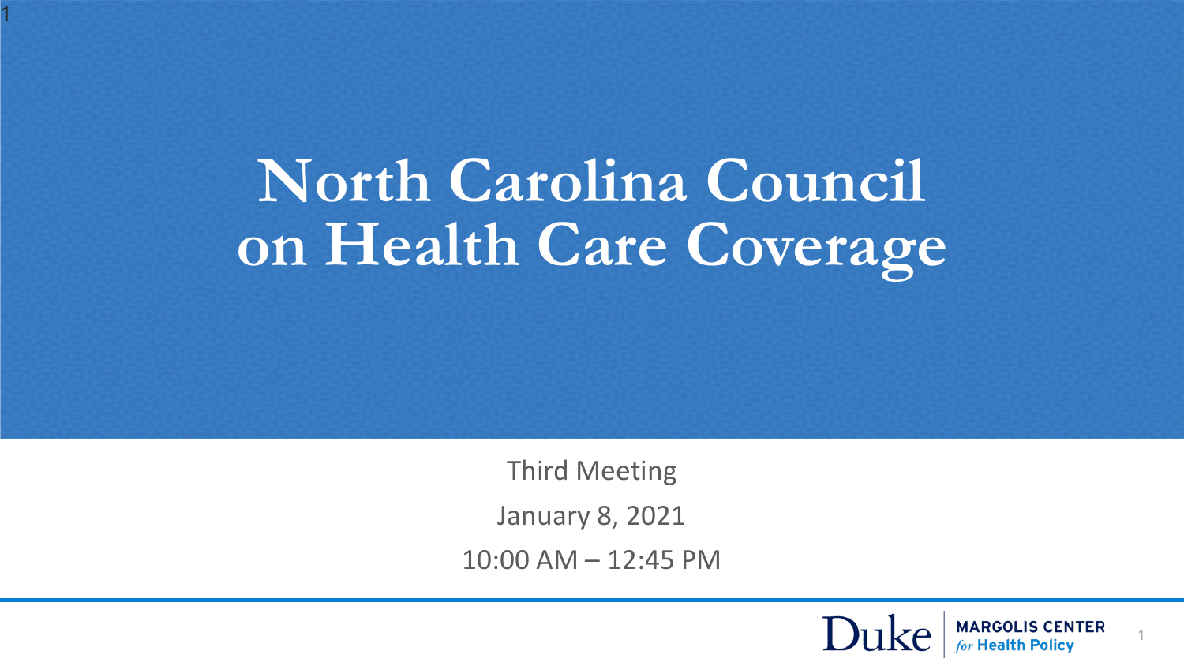# North Carolina Council on Health Care Coverage

Third Meeting

January 8, 2021

10:00 AM – 12:45 PM

Duke MARGOLIS CENTER *for* Health Policy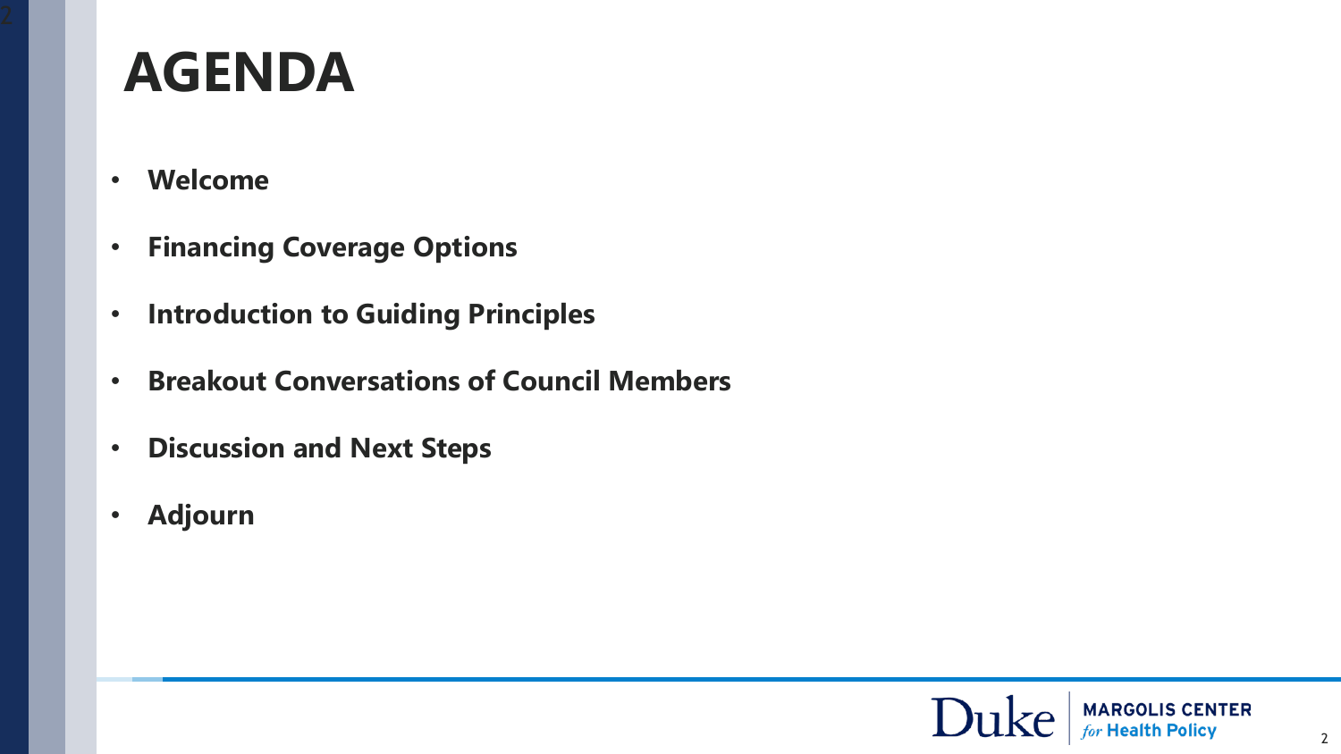# AGENDA

- **Welcome**
- **Financing Coverage Options**
- **Introduction to Guiding Principles**
- **Breakout Conversations of Council Members**
- **Discussion and Next Steps**
- **Adjourn**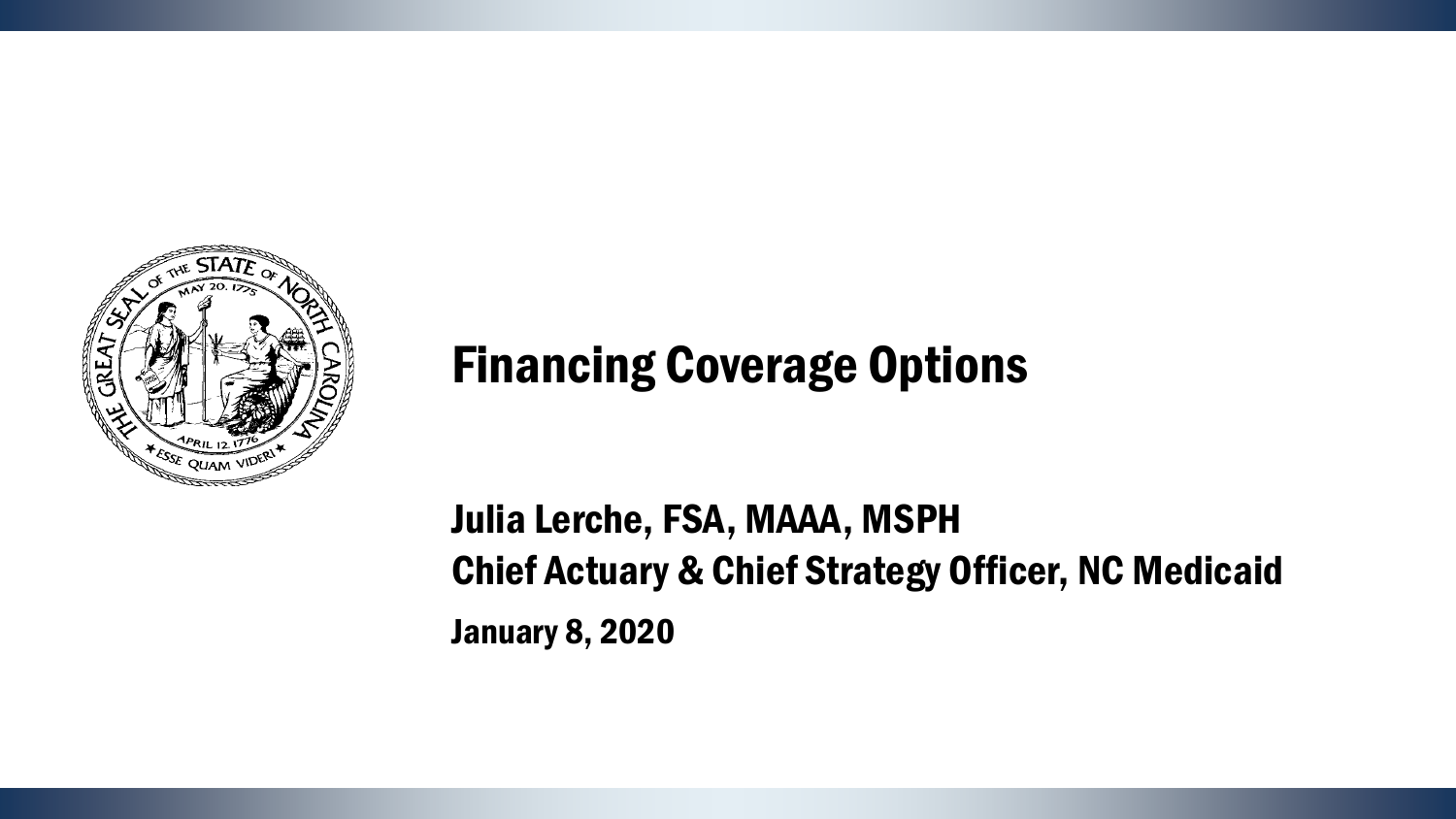# Financing Coverage Options

Julia Lerche, FSA, MAAA, MSPH

Chief Actuary & Chief Strategy Officer, NC Medicaid

January 8, 2020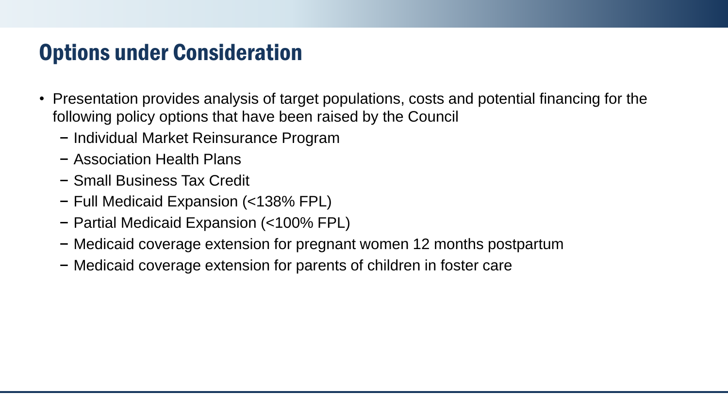# Options under Consideration

- Presentation provides analysis of target populations, costs and potential financing for the following policy options that have been raised by the Council
  - Individual Market Reinsurance Program
  - Association Health Plans
  - Small Business Tax Credit
  - Full Medicaid Expansion (<138% FPL)
  - Partial Medicaid Expansion (<100% FPL)
  - Medicaid coverage extension for pregnant women 12 months postpartum
  - Medicaid coverage extension for parents of children in foster care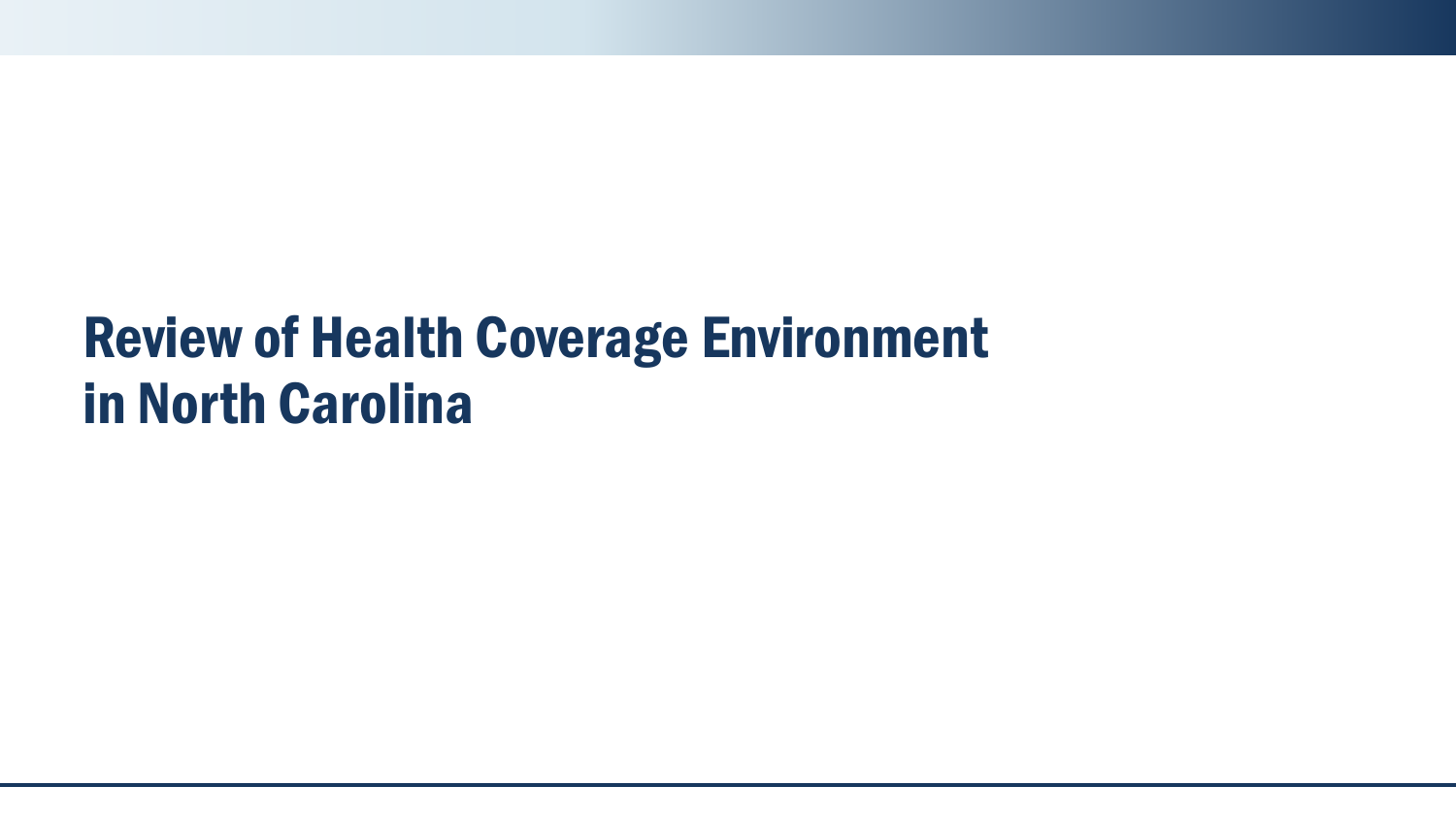# Review of Health Coverage Environment in North Carolina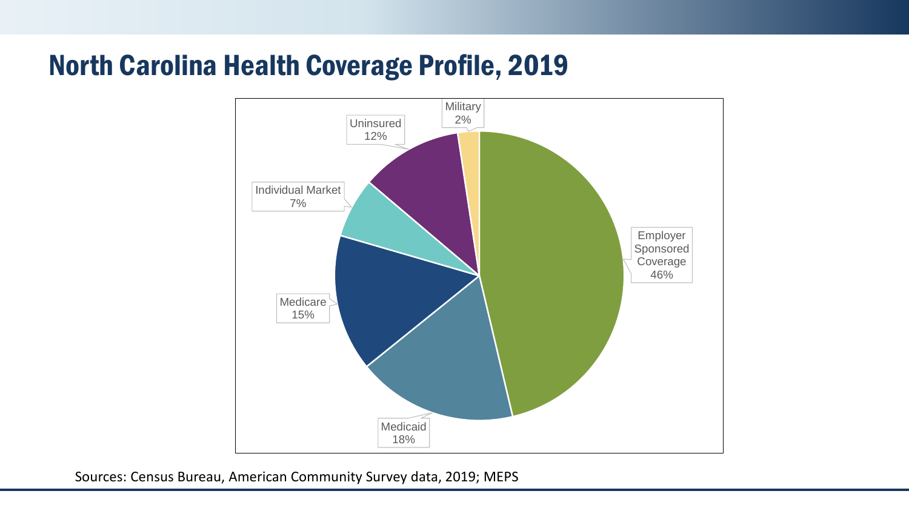# North Carolina Health Coverage Profile, 2019

| Coverage | Share |
|---|---|
| Employer Sponsored Coverage | 46% |
| Medicaid | 18% |
| Medicare | 15% |
| Individual Market | 7% |
| Uninsured | 12% |
| Military | 2% |

Sources: Census Bureau, American Community Survey data, 2019; MEPS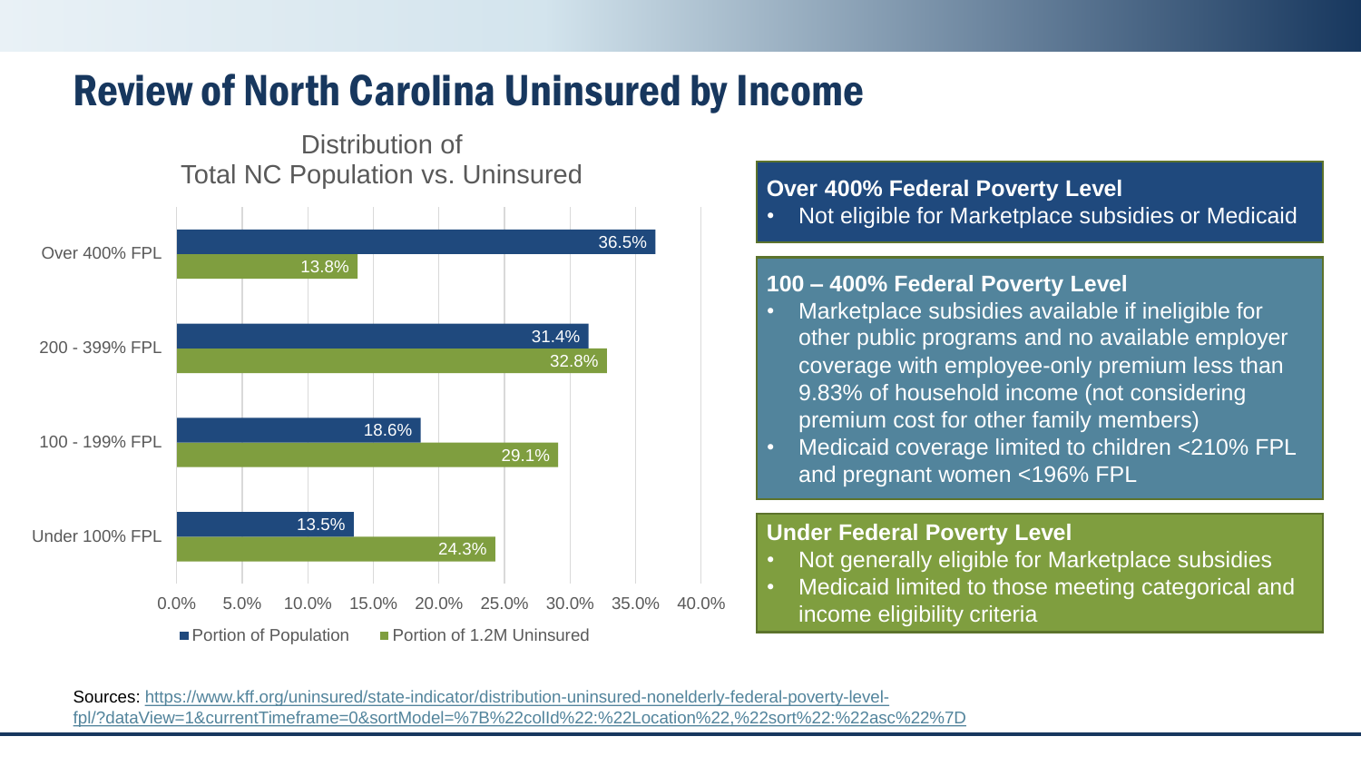# Review of North Carolina Uninsured by Income

**Distribution of Total NC Population vs. Uninsured**

| | Portion of Population | Portion of 1.2M Uninsured |
|---|---|---|
| Over 400% FPL | 36.5% | 13.8% |
| 200 - 399% FPL | 31.4% | 32.8% |
| 100 - 199% FPL | 18.6% | 29.1% |
| Under 100% FPL | 13.5% | 24.3% |

**Over 400% Federal Poverty Level**

- Not eligible for Marketplace subsidies or Medicaid

**100 – 400% Federal Poverty Level**

- Marketplace subsidies available if ineligible for other public programs and no available employer coverage with employee-only premium less than 9.83% of household income (not considering premium cost for other family members)
- Medicaid coverage limited to children <210% FPL and pregnant women <196% FPL

**Under Federal Poverty Level**

- Not generally eligible for Marketplace subsidies
- Medicaid limited to those meeting categorical and income eligibility criteria

Sources: https://www.kff.org/uninsured/state-indicator/distribution-uninsured-nonelderly-federal-poverty-level-fpl/?dataView=1&currentTimeframe=0&sortModel=%7B%22colId%22:%22Location%22,%22sort%22:%22asc%22%7D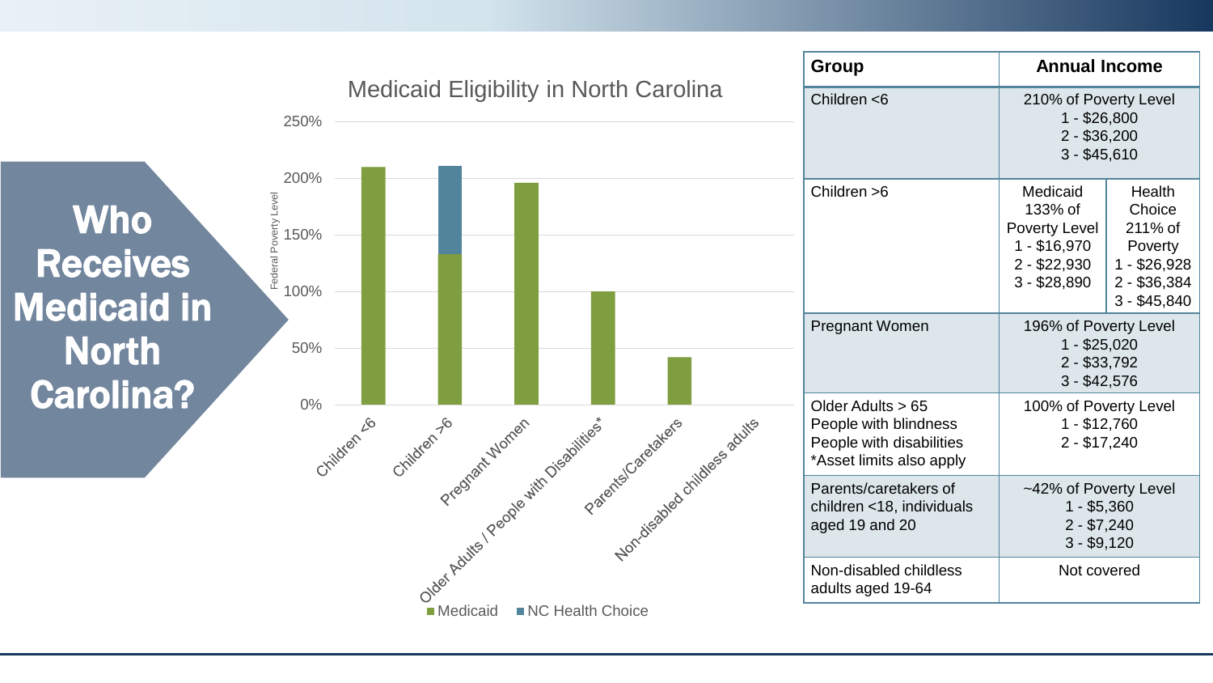# Who Receives Medicaid in North Carolina?

## Medicaid Eligibility in North Carolina

| Group | Annual Income | |
|---|---|---|
| Children <6 | 210% of Poverty Level<br>1 - $26,800<br>2 - $36,200<br>3 - $45,610 | |
| Children >6 | Medicaid<br>133% of Poverty Level<br>1 - $16,970<br>2 - $22,930<br>3 - $28,890 | Health Choice<br>211% of Poverty<br>1 - $26,928<br>2 - $36,384<br>3 - $45,840 |
| Pregnant Women | 196% of Poverty Level<br>1 - $25,020<br>2 - $33,792<br>3 - $42,576 | |
| Older Adults > 65<br>People with blindness<br>People with disabilities<br>*Asset limits also apply | 100% of Poverty Level<br>1 - $12,760<br>2 - $17,240 | |
| Parents/caretakers of children <18, individuals aged 19 and 20 | ~42% of Poverty Level<br>1 - $5,360<br>2 - $7,240<br>3 - $9,120 | |
| Non-disabled childless adults aged 19-64 | Not covered | |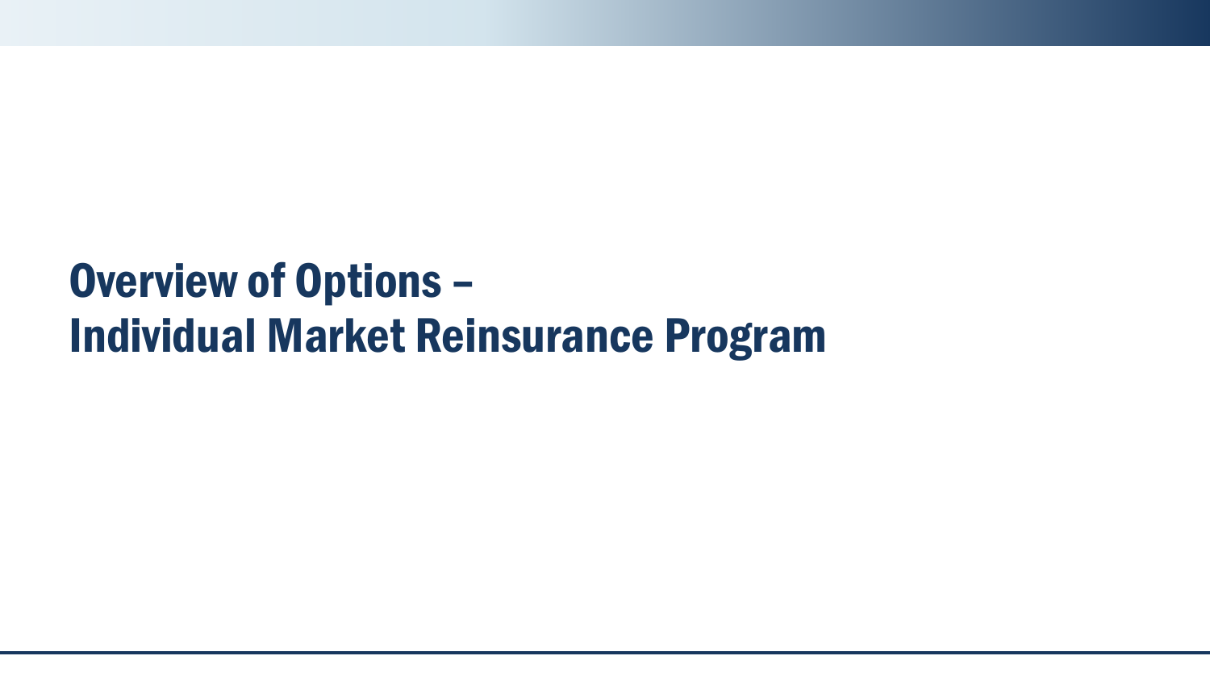# Overview of Options –
# Individual Market Reinsurance Program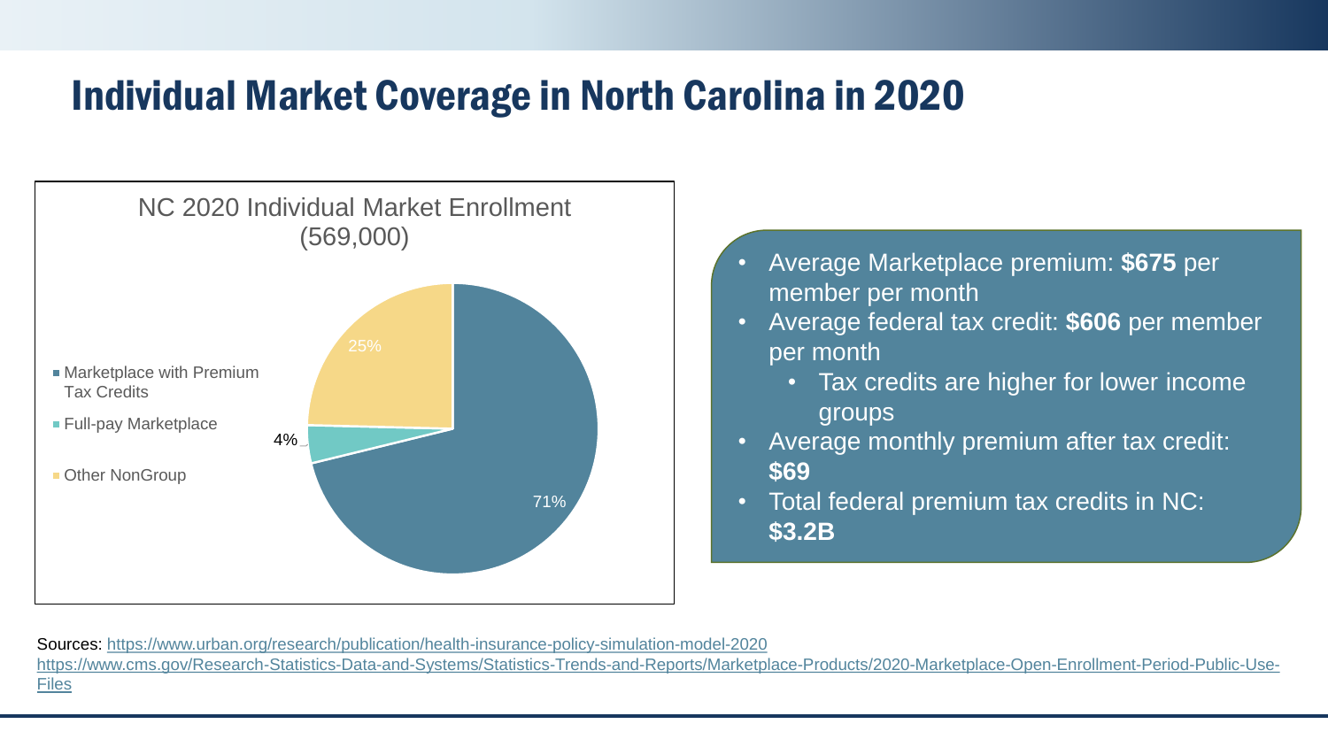# Individual Market Coverage in North Carolina in 2020

**NC 2020 Individual Market Enrollment (569,000)**

| Category | Share |
| --- | --- |
| Marketplace with Premium Tax Credits | 71% |
| Full-pay Marketplace | 4% |
| Other NonGroup | 25% |

- Average Marketplace premium: **$675** per member per month
- Average federal tax credit: **$606** per member per month
  - Tax credits are higher for lower income groups
- Average monthly premium after tax credit: **$69**
- Total federal premium tax credits in NC: **$3.2B**

Sources: https://www.urban.org/research/publication/health-insurance-policy-simulation-model-2020
https://www.cms.gov/Research-Statistics-Data-and-Systems/Statistics-Trends-and-Reports/Marketplace-Products/2020-Marketplace-Open-Enrollment-Period-Public-Use-Files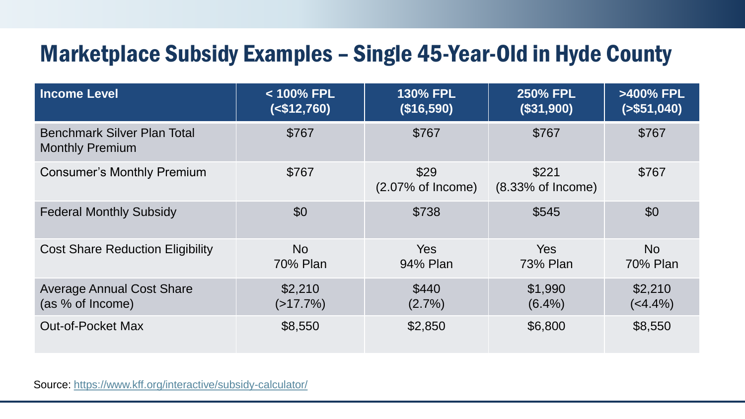# Marketplace Subsidy Examples – Single 45-Year-Old in Hyde County

| Income Level | < 100% FPL (<$12,760) | 130% FPL ($16,590) | 250% FPL ($31,900) | >400% FPL (>$51,040) |
|---|---|---|---|---|
| Benchmark Silver Plan Total Monthly Premium | $767 | $767 | $767 | $767 |
| Consumer's Monthly Premium | $767 | $29 (2.07% of Income) | $221 (8.33% of Income) | $767 |
| Federal Monthly Subsidy | $0 | $738 | $545 | $0 |
| Cost Share Reduction Eligibility | No 70% Plan | Yes 94% Plan | Yes 73% Plan | No 70% Plan |
| Average Annual Cost Share (as % of Income) | $2,210 (>17.7%) | $440 (2.7%) | $1,990 (6.4%) | $2,210 (<4.4%) |
| Out-of-Pocket Max | $8,550 | $2,850 | $6,800 | $8,550 |

Source: https://www.kff.org/interactive/subsidy-calculator/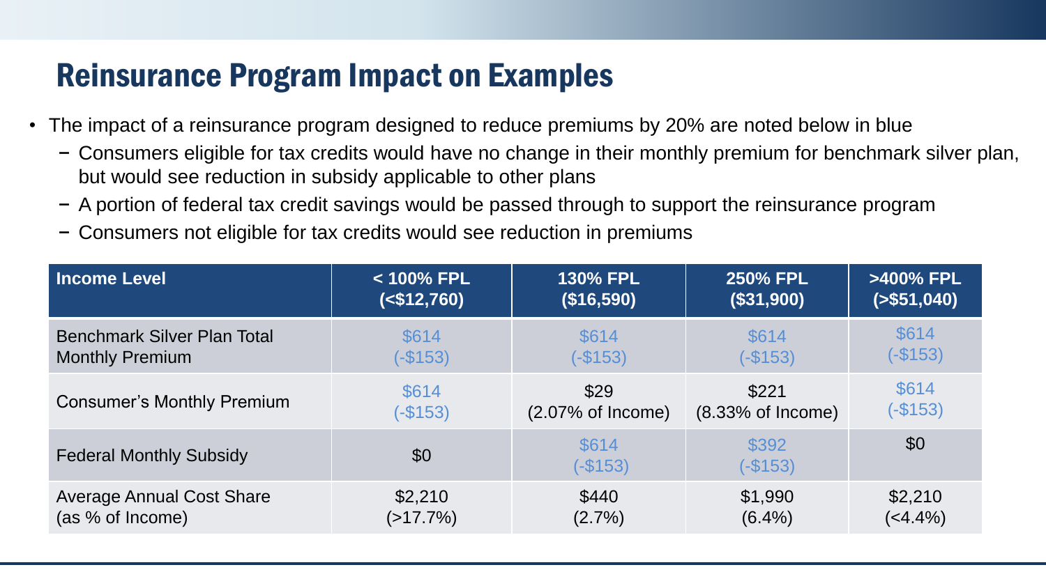## Reinsurance Program Impact on Examples

- The impact of a reinsurance program designed to reduce premiums by 20% are noted below in blue
  - Consumers eligible for tax credits would have no change in their monthly premium for benchmark silver plan, but would see reduction in subsidy applicable to other plans
  - A portion of federal tax credit savings would be passed through to support the reinsurance program
  - Consumers not eligible for tax credits would see reduction in premiums

| Income Level | < 100% FPL (<$12,760) | 130% FPL ($16,590) | 250% FPL ($31,900) | >400% FPL (>$51,040) |
|---|---|---|---|---|
| Benchmark Silver Plan Total Monthly Premium | $614 (-$153) | $614 (-$153) | $614 (-$153) | $614 (-$153) |
| Consumer's Monthly Premium | $614 (-$153) | $29 (2.07% of Income) | $221 (8.33% of Income) | $614 (-$153) |
| Federal Monthly Subsidy | $0 | $614 (-$153) | $392 (-$153) | $0 |
| Average Annual Cost Share (as % of Income) | $2,210 (>17.7%) | $440 (2.7%) | $1,990 (6.4%) | $2,210 (<4.4%) |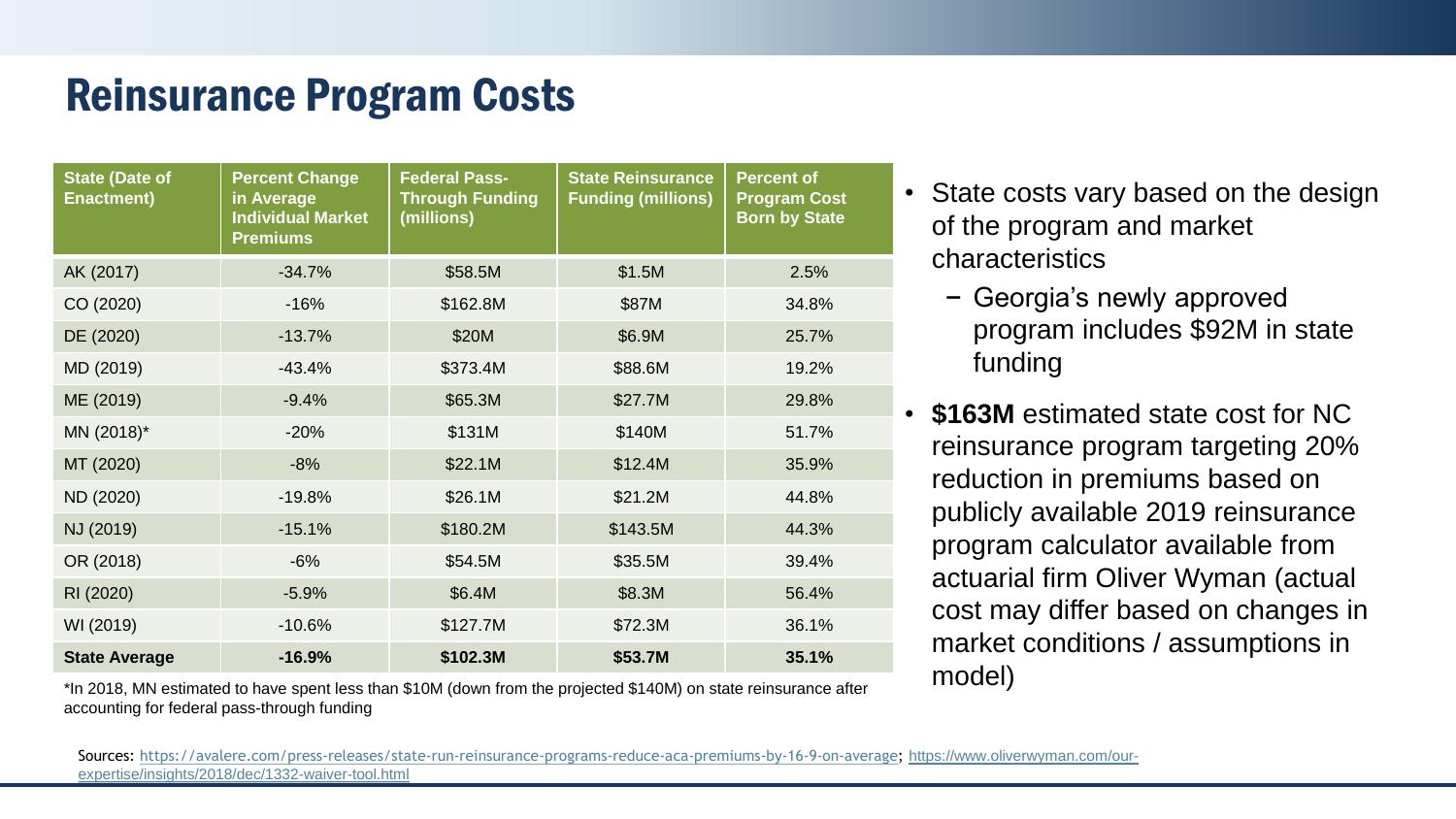# Reinsurance Program Costs

| State (Date of Enactment) | Percent Change in Average Individual Market Premiums | Federal Pass-Through Funding (millions) | State Reinsurance Funding (millions) | Percent of Program Cost Born by State |
|---|---|---|---|---|
| AK (2017) | -34.7% | $58.5M | $1.5M | 2.5% |
| CO (2020) | -16% | $162.8M | $87M | 34.8% |
| DE (2020) | -13.7% | $20M | $6.9M | 25.7% |
| MD (2019) | -43.4% | $373.4M | $88.6M | 19.2% |
| ME (2019) | -9.4% | $65.3M | $27.7M | 29.8% |
| MN (2018)* | -20% | $131M | $140M | 51.7% |
| MT (2020) | -8% | $22.1M | $12.4M | 35.9% |
| ND (2020) | -19.8% | $26.1M | $21.2M | 44.8% |
| NJ (2019) | -15.1% | $180.2M | $143.5M | 44.3% |
| OR (2018) | -6% | $54.5M | $35.5M | 39.4% |
| RI (2020) | -5.9% | $6.4M | $8.3M | 56.4% |
| WI (2019) | -10.6% | $127.7M | $72.3M | 36.1% |
| **State Average** | **-16.9%** | **$102.3M** | **$53.7M** | **35.1%** |

*In 2018, MN estimated to have spent less than $10M (down from the projected $140M) on state reinsurance after accounting for federal pass-through funding

- State costs vary based on the design of the program and market characteristics
  - Georgia's newly approved program includes $92M in state funding
- **$163M** estimated state cost for NC reinsurance program targeting 20% reduction in premiums based on publicly available 2019 reinsurance program calculator available from actuarial firm Oliver Wyman (actual cost may differ based on changes in market conditions / assumptions in model)

Sources: https://avalere.com/press-releases/state-run-reinsurance-programs-reduce-aca-premiums-by-16-9-on-average; https://www.oliverwyman.com/our-expertise/insights/2018/dec/1332-waiver-tool.html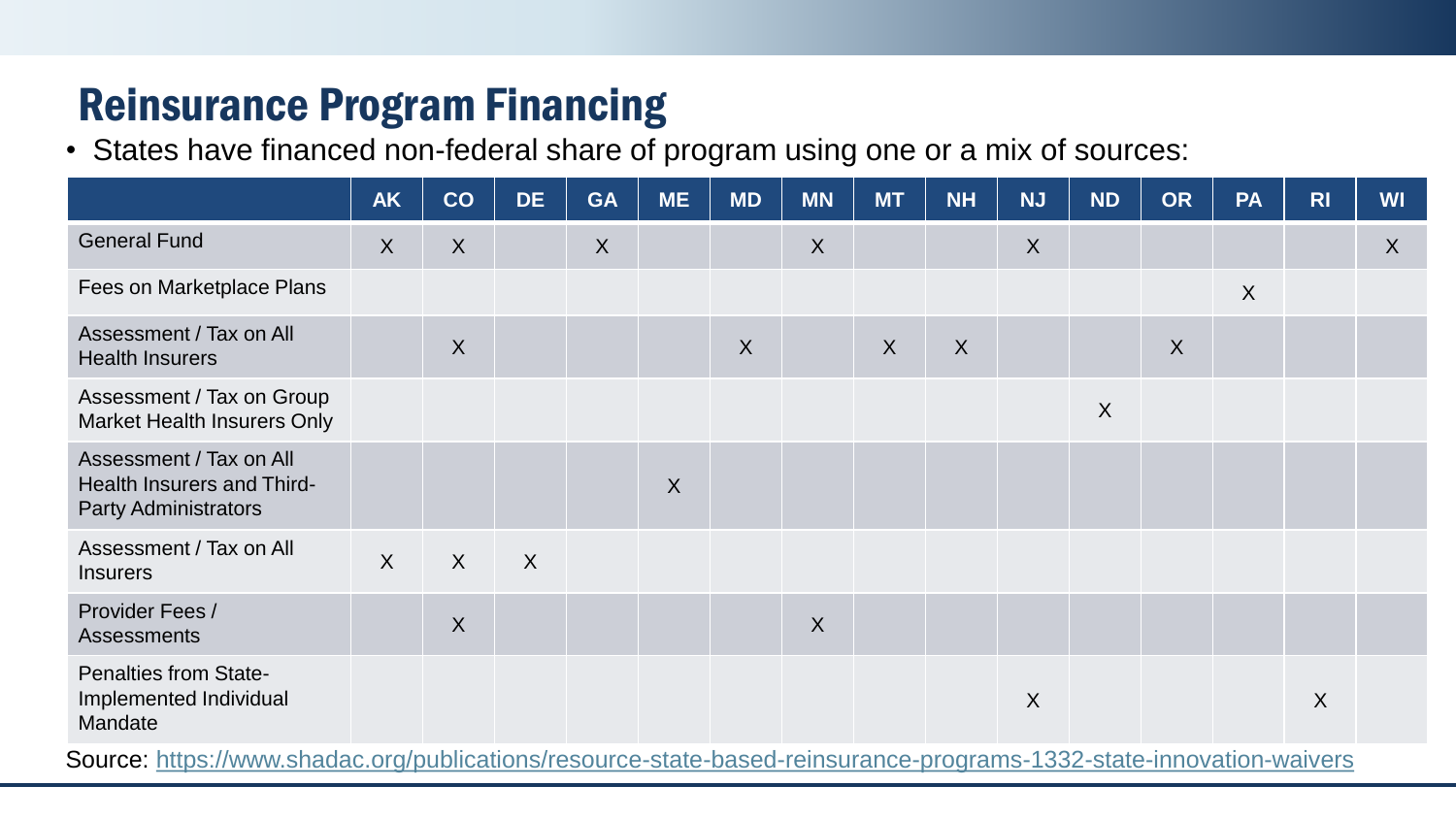# Reinsurance Program Financing

- States have financed non-federal share of program using one or a mix of sources:

| | AK | CO | DE | GA | ME | MD | MN | MT | NH | NJ | ND | OR | PA | RI | WI |
|---|---|---|---|---|---|---|---|---|---|---|---|---|---|---|---|
| General Fund | X | X | | X | | | X | | | X | | | | | X |
| Fees on Marketplace Plans | | | | | | | | | | | | | X | | |
| Assessment / Tax on All Health Insurers | | X | | | | X | | X | X | | | X | | | |
| Assessment / Tax on Group Market Health Insurers Only | | | | | | | | | | | X | | | | |
| Assessment / Tax on All Health Insurers and Third-Party Administrators | | | | | X | | | | | | | | | | |
| Assessment / Tax on All Insurers | X | X | X | | | | | | | | | | | | |
| Provider Fees / Assessments | | X | | | | | X | | | | | | | | |
| Penalties from State-Implemented Individual Mandate | | | | | | | | | | X | | | | X | |

Source: https://www.shadac.org/publications/resource-state-based-reinsurance-programs-1332-state-innovation-waivers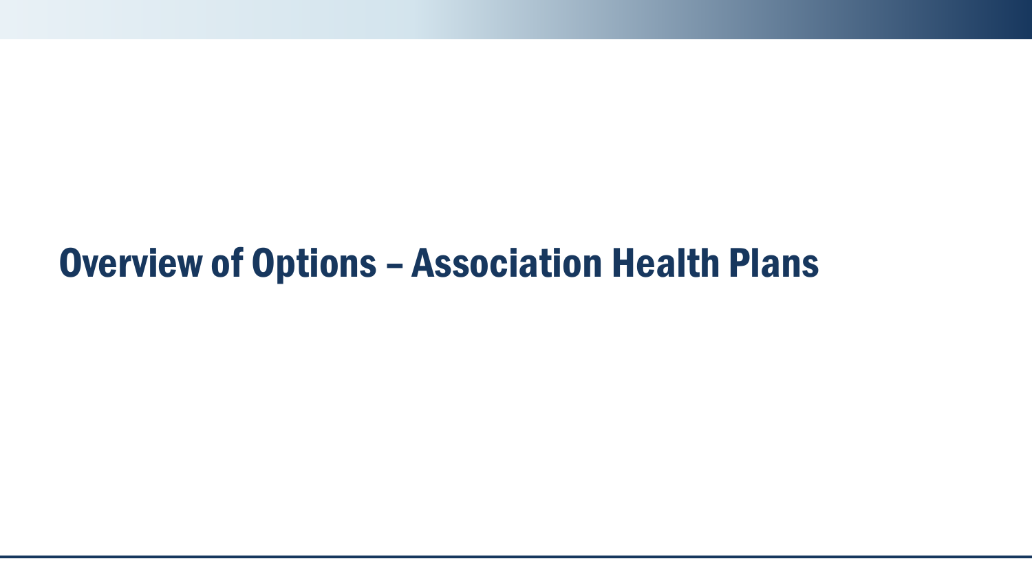# Overview of Options – Association Health Plans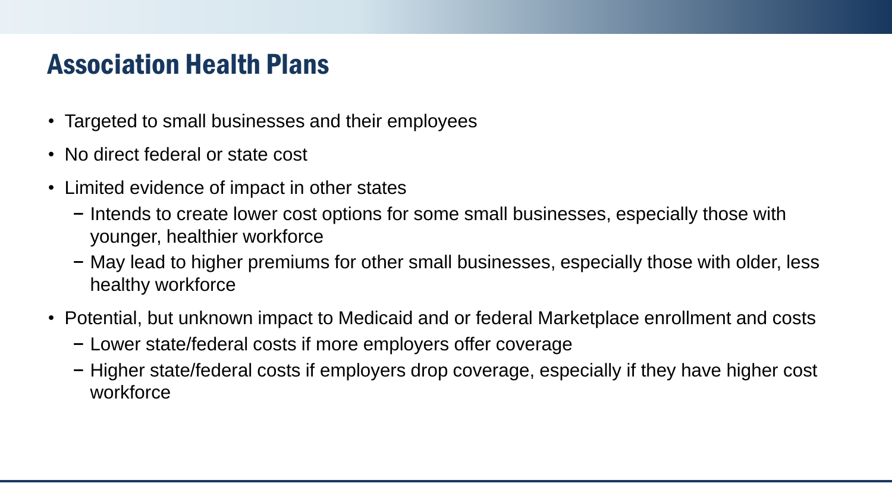# Association Health Plans

- Targeted to small businesses and their employees
- No direct federal or state cost
- Limited evidence of impact in other states
  - Intends to create lower cost options for some small businesses, especially those with younger, healthier workforce
  - May lead to higher premiums for other small businesses, especially those with older, less healthy workforce
- Potential, but unknown impact to Medicaid and or federal Marketplace enrollment and costs
  - Lower state/federal costs if more employers offer coverage
  - Higher state/federal costs if employers drop coverage, especially if they have higher cost workforce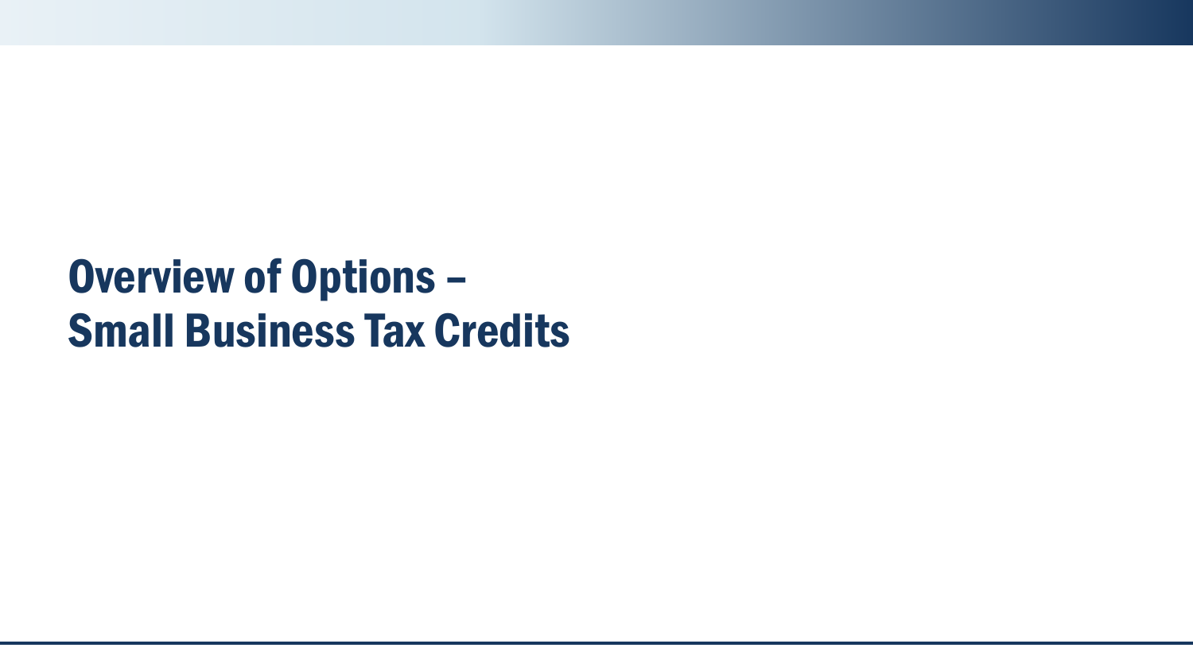# Overview of Options – Small Business Tax Credits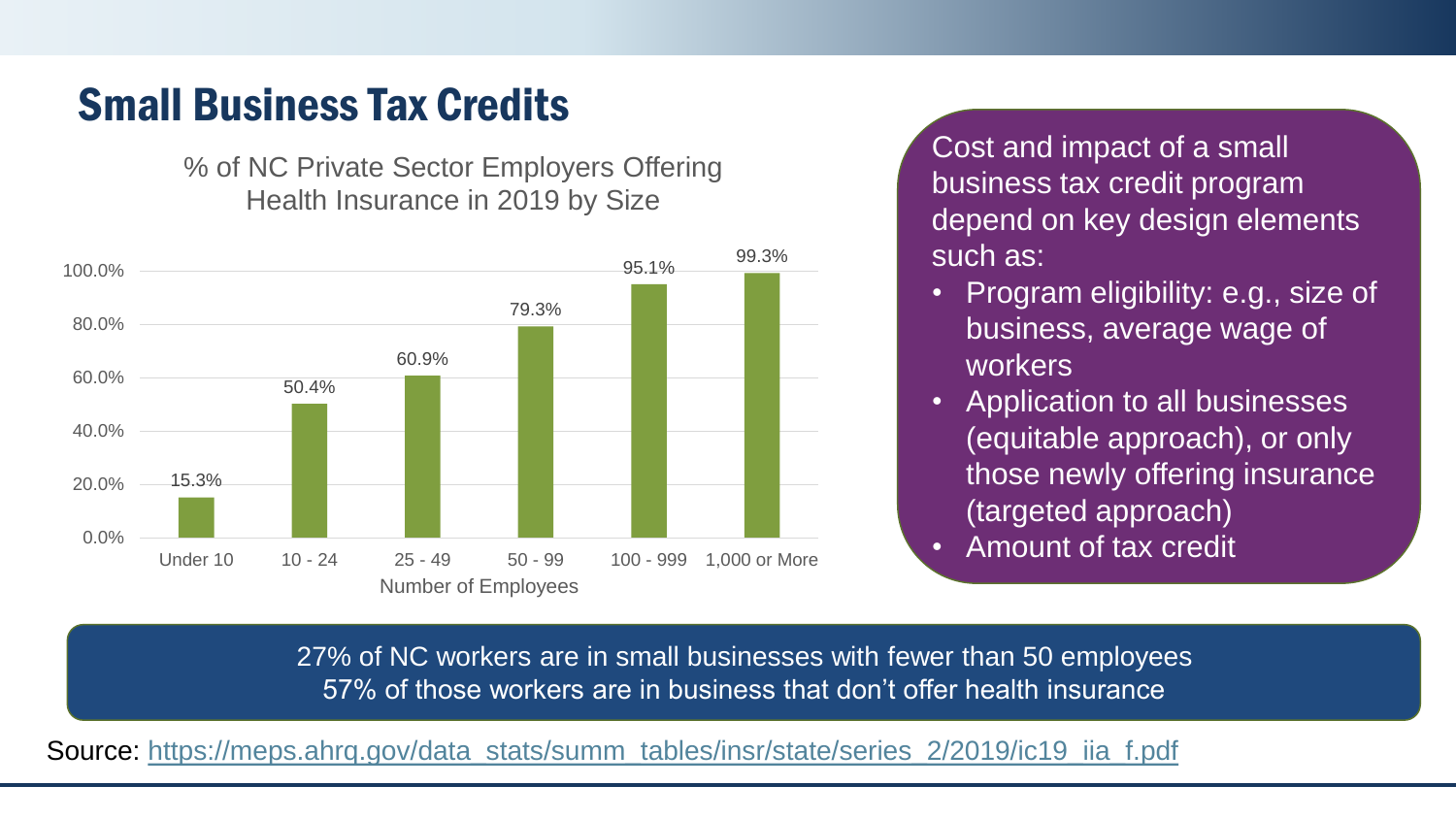# Small Business Tax Credits

% of NC Private Sector Employers Offering Health Insurance in 2019 by Size

| Number of Employees | % Offering Health Insurance |
|---|---|
| Under 10 | 15.3% |
| 10 - 24 | 50.4% |
| 25 - 49 | 60.9% |
| 50 - 99 | 79.3% |
| 100 - 999 | 95.1% |
| 1,000 or More | 99.3% |

Cost and impact of a small business tax credit program depend on key design elements such as:

- Program eligibility: e.g., size of business, average wage of workers
- Application to all businesses (equitable approach), or only those newly offering insurance (targeted approach)
- Amount of tax credit

27% of NC workers are in small businesses with fewer than 50 employees
57% of those workers are in business that don't offer health insurance

Source: https://meps.ahrq.gov/data_stats/summ_tables/insr/state/series_2/2019/ic19_iia_f.pdf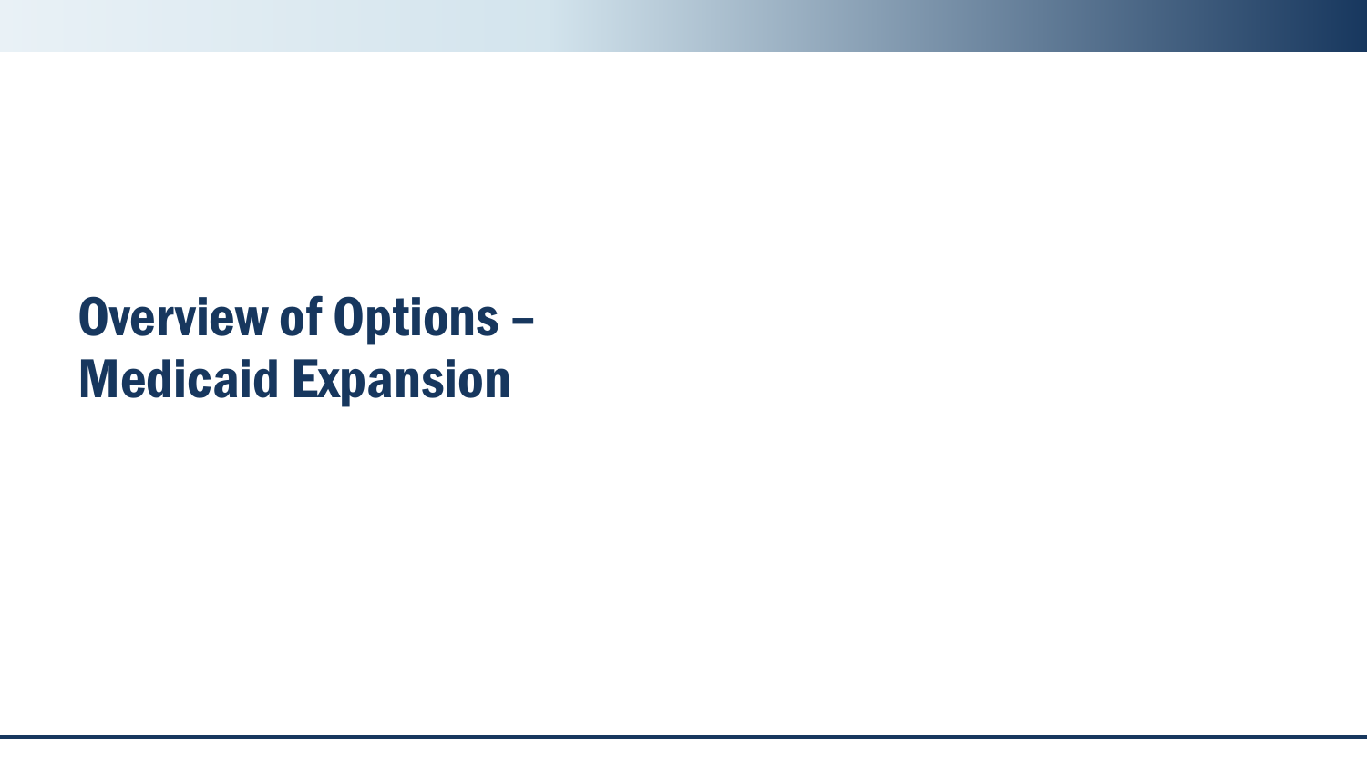# Overview of Options – Medicaid Expansion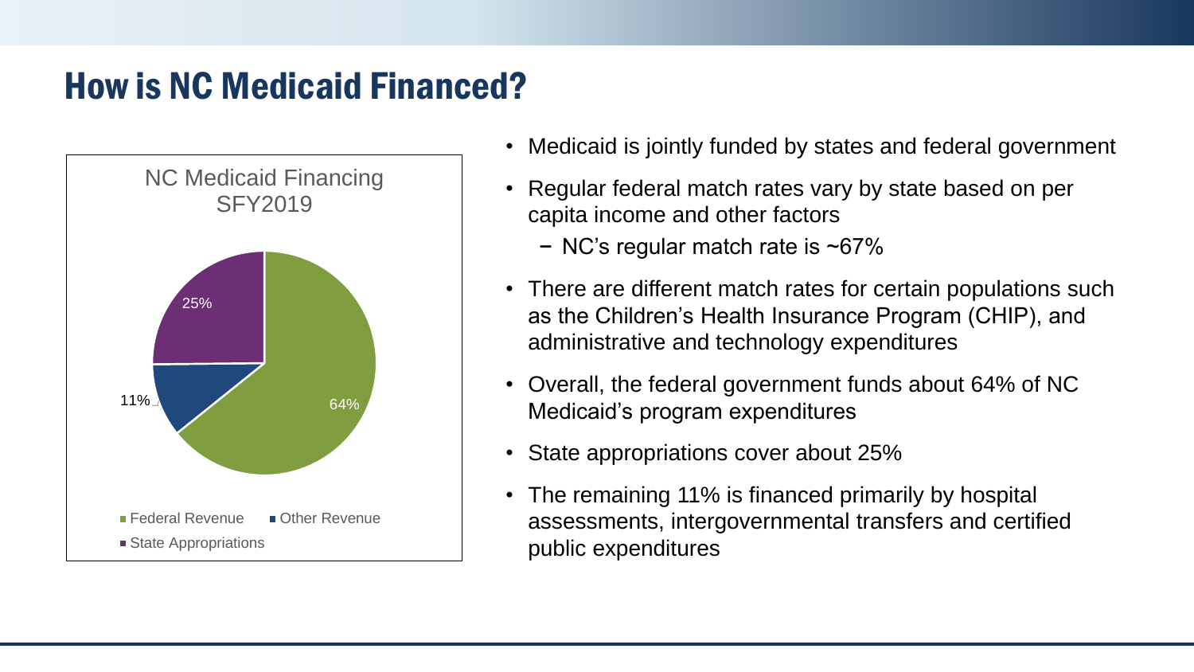# How is NC Medicaid Financed?

NC Medicaid Financing SFY2019

| Source | Share |
|---|---|
| Federal Revenue | 64% |
| Other Revenue | 11% |
| State Appropriations | 25% |

- Medicaid is jointly funded by states and federal government
- Regular federal match rates vary by state based on per capita income and other factors
  - NC's regular match rate is ~67%
- There are different match rates for certain populations such as the Children's Health Insurance Program (CHIP), and administrative and technology expenditures
- Overall, the federal government funds about 64% of NC Medicaid's program expenditures
- State appropriations cover about 25%
- The remaining 11% is financed primarily by hospital assessments, intergovernmental transfers and certified public expenditures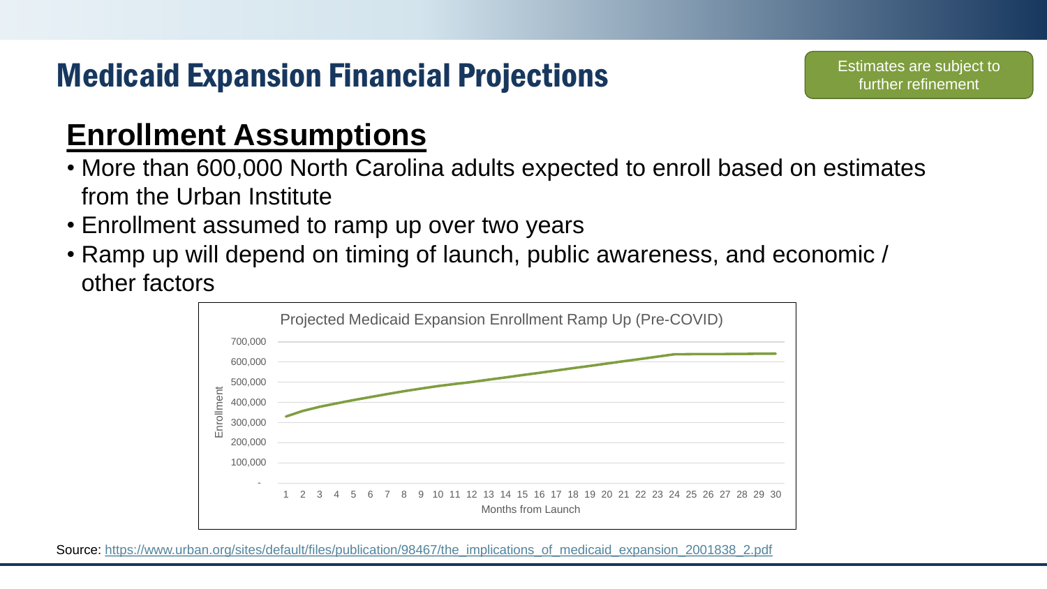# Medicaid Expansion Financial Projections

Estimates are subject to further refinement

## Enrollment Assumptions

- More than 600,000 North Carolina adults expected to enroll based on estimates from the Urban Institute
- Enrollment assumed to ramp up over two years
- Ramp up will depend on timing of launch, public awareness, and economic / other factors

Projected Medicaid Expansion Enrollment Ramp Up (Pre-COVID)

Enrollment: - ; 100,000 ; 200,000 ; 300,000 ; 400,000 ; 500,000 ; 600,000 ; 700,000

Months from Launch: 1 2 3 4 5 6 7 8 9 10 11 12 13 14 15 16 17 18 19 20 21 22 23 24 25 26 27 28 29 30

Source: [https://www.urban.org/sites/default/files/publication/98467/the_implications_of_medicaid_expansion_2001838_2.pdf](https://www.urban.org/sites/default/files/publication/98467/the_implications_of_medicaid_expansion_2001838_2.pdf)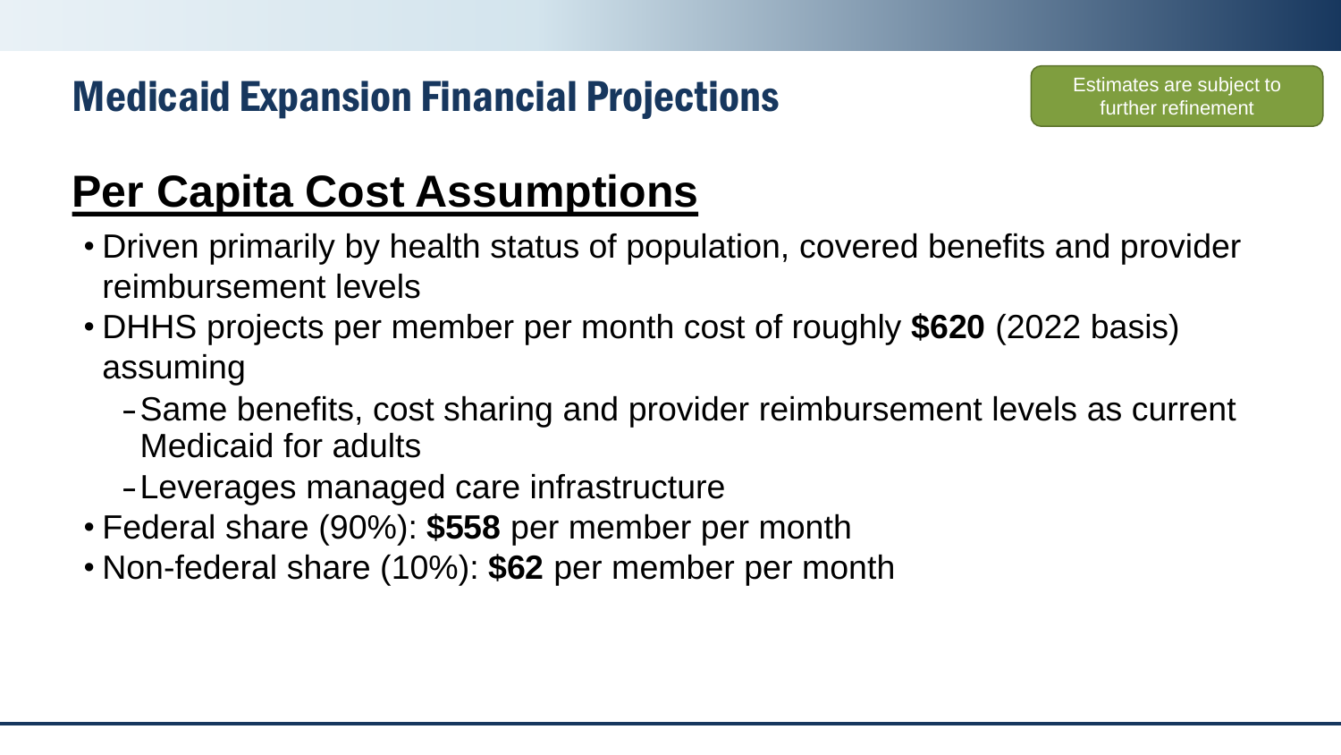# Medicaid Expansion Financial Projections

Estimates are subject to further refinement

## Per Capita Cost Assumptions

- Driven primarily by health status of population, covered benefits and provider reimbursement levels
- DHHS projects per member per month cost of roughly **$620** (2022 basis) assuming
  - Same benefits, cost sharing and provider reimbursement levels as current Medicaid for adults
  - Leverages managed care infrastructure
- Federal share (90%): **$558** per member per month
- Non-federal share (10%): **$62** per member per month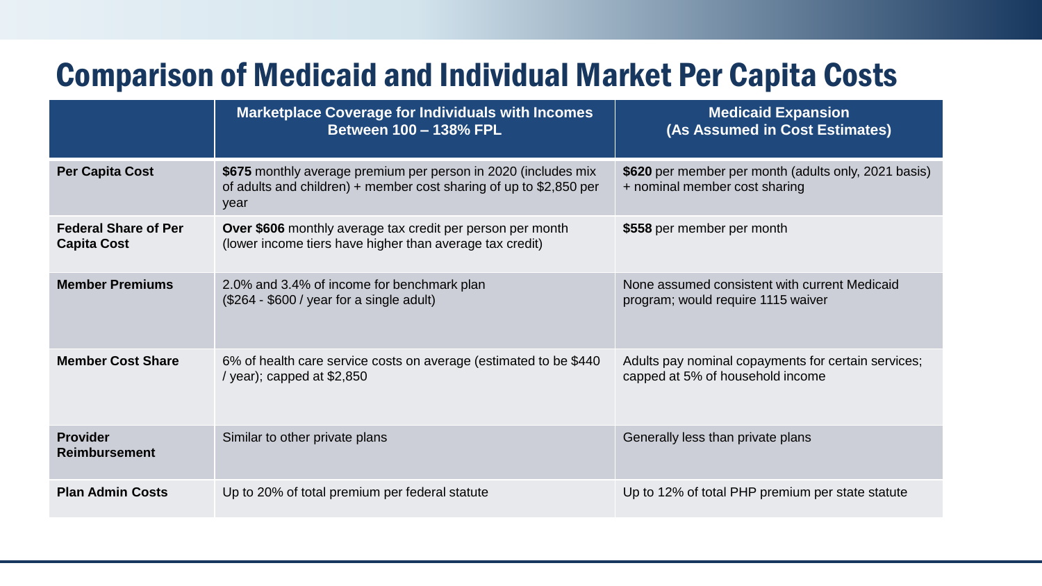# Comparison of Medicaid and Individual Market Per Capita Costs

| | Marketplace Coverage for Individuals with Incomes Between 100 – 138% FPL | Medicaid Expansion (As Assumed in Cost Estimates) |
|---|---|---|
| **Per Capita Cost** | **$675** monthly average premium per person in 2020 (includes mix of adults and children) + member cost sharing of up to $2,850 per year | **$620** per member per month (adults only, 2021 basis) + nominal member cost sharing |
| **Federal Share of Per Capita Cost** | **Over $606** monthly average tax credit per person per month (lower income tiers have higher than average tax credit) | **$558** per member per month |
| **Member Premiums** | 2.0% and 3.4% of income for benchmark plan ($264 - $600 / year for a single adult) | None assumed consistent with current Medicaid program; would require 1115 waiver |
| **Member Cost Share** | 6% of health care service costs on average (estimated to be $440 / year); capped at $2,850 | Adults pay nominal copayments for certain services; capped at 5% of household income |
| **Provider Reimbursement** | Similar to other private plans | Generally less than private plans |
| **Plan Admin Costs** | Up to 20% of total premium per federal statute | Up to 12% of total PHP premium per state statute |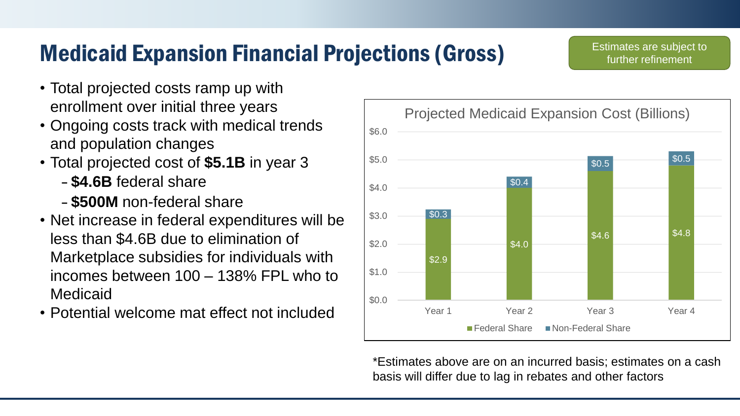# Medicaid Expansion Financial Projections (Gross)

Estimates are subject to further refinement

- Total projected costs ramp up with enrollment over initial three years
- Ongoing costs track with medical trends and population changes
- Total projected cost of **$5.1B** in year 3
  - **$4.6B** federal share
  - **$500M** non-federal share
- Net increase in federal expenditures will be less than $4.6B due to elimination of Marketplace subsidies for individuals with incomes between 100 – 138% FPL who to Medicaid
- Potential welcome mat effect not included

**Projected Medicaid Expansion Cost (Billions)**

| | Federal Share | Non-Federal Share |
|---|---|---|
| Year 1 | $2.9 | $0.3 |
| Year 2 | $4.0 | $0.4 |
| Year 3 | $4.6 | $0.5 |
| Year 4 | $4.8 | $0.5 |

*Estimates above are on an incurred basis; estimates on a cash basis will differ due to lag in rebates and other factors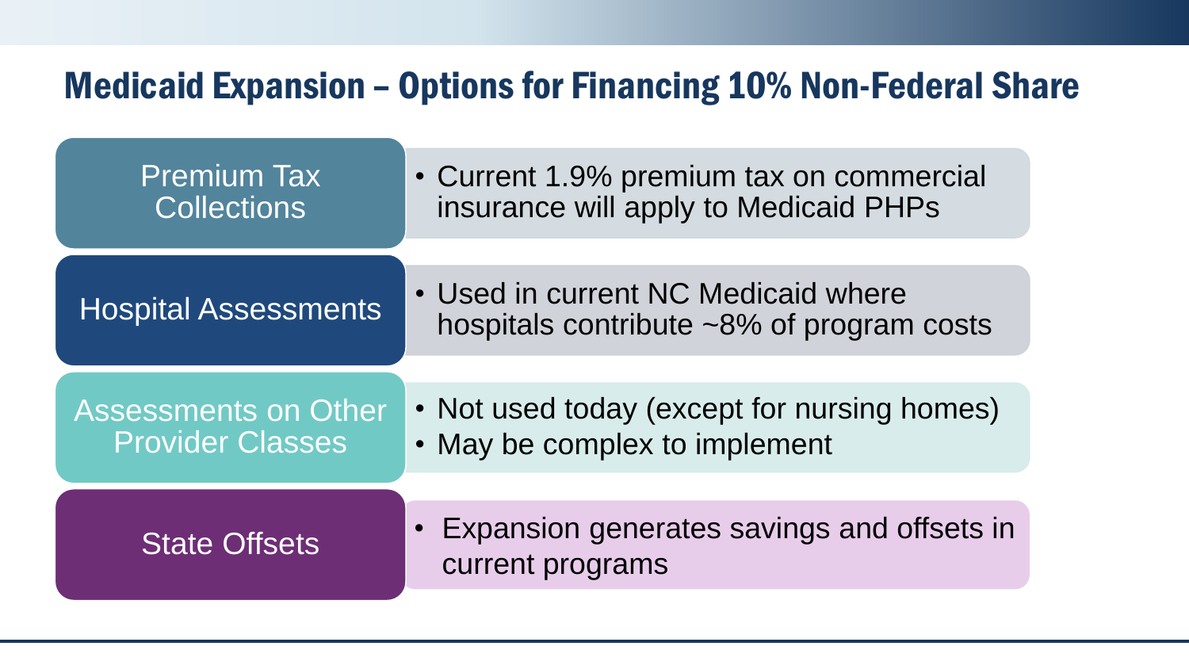# Medicaid Expansion – Options for Financing 10% Non-Federal Share

| Option | Details |
| --- | --- |
| Premium Tax Collections | • Current 1.9% premium tax on commercial insurance will apply to Medicaid PHPs |
| Hospital Assessments | • Used in current NC Medicaid where hospitals contribute ~8% of program costs |
| Assessments on Other Provider Classes | • Not used today (except for nursing homes)<br>• May be complex to implement |
| State Offsets | • Expansion generates savings and offsets in current programs |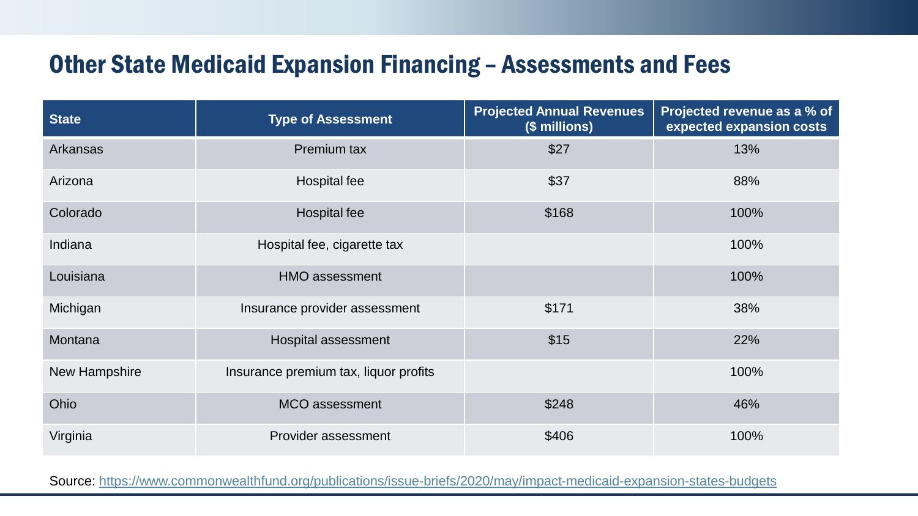# Other State Medicaid Expansion Financing – Assessments and Fees

| State | Type of Assessment | Projected Annual Revenues ($ millions) | Projected revenue as a % of expected expansion costs |
| --- | --- | --- | --- |
| Arkansas | Premium tax | $27 | 13% |
| Arizona | Hospital fee | $37 | 88% |
| Colorado | Hospital fee | $168 | 100% |
| Indiana | Hospital fee, cigarette tax | | 100% |
| Louisiana | HMO assessment | | 100% |
| Michigan | Insurance provider assessment | $171 | 38% |
| Montana | Hospital assessment | $15 | 22% |
| New Hampshire | Insurance premium tax, liquor profits | | 100% |
| Ohio | MCO assessment | $248 | 46% |
| Virginia | Provider assessment | $406 | 100% |

Source: https://www.commonwealthfund.org/publications/issue-briefs/2020/may/impact-medicaid-expansion-states-budgets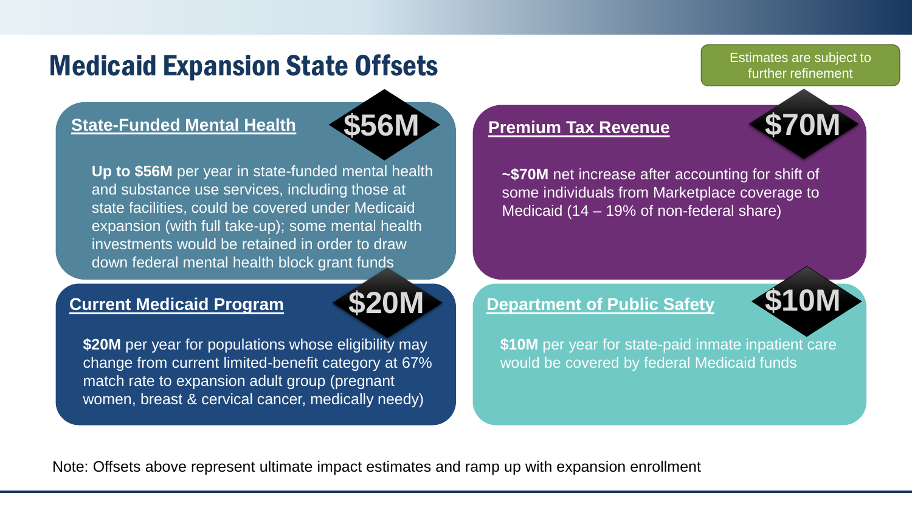# Medicaid Expansion State Offsets

Estimates are subject to further refinement

## State-Funded Mental Health — $56M

**Up to $56M** per year in state-funded mental health and substance use services, including those at state facilities, could be covered under Medicaid expansion (with full take-up); some mental health investments would be retained in order to draw down federal mental health block grant funds

## Premium Tax Revenue — $70M

**~$70M** net increase after accounting for shift of some individuals from Marketplace coverage to Medicaid (14 – 19% of non-federal share)

## Current Medicaid Program — $20M

**$20M** per year for populations whose eligibility may change from current limited-benefit category at 67% match rate to expansion adult group (pregnant women, breast & cervical cancer, medically needy)

## Department of Public Safety — $10M

**$10M** per year for state-paid inmate inpatient care would be covered by federal Medicaid funds

Note: Offsets above represent ultimate impact estimates and ramp up with expansion enrollment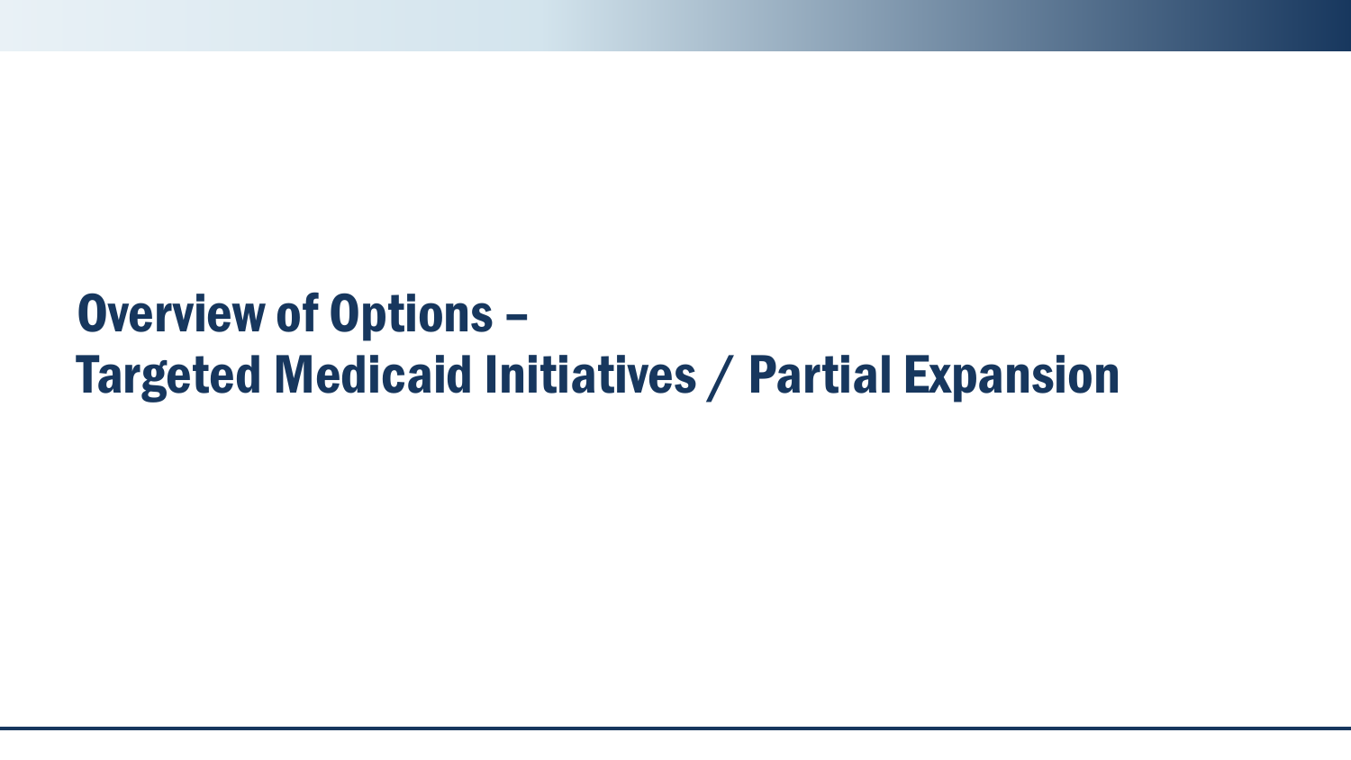# Overview of Options –
# Targeted Medicaid Initiatives / Partial Expansion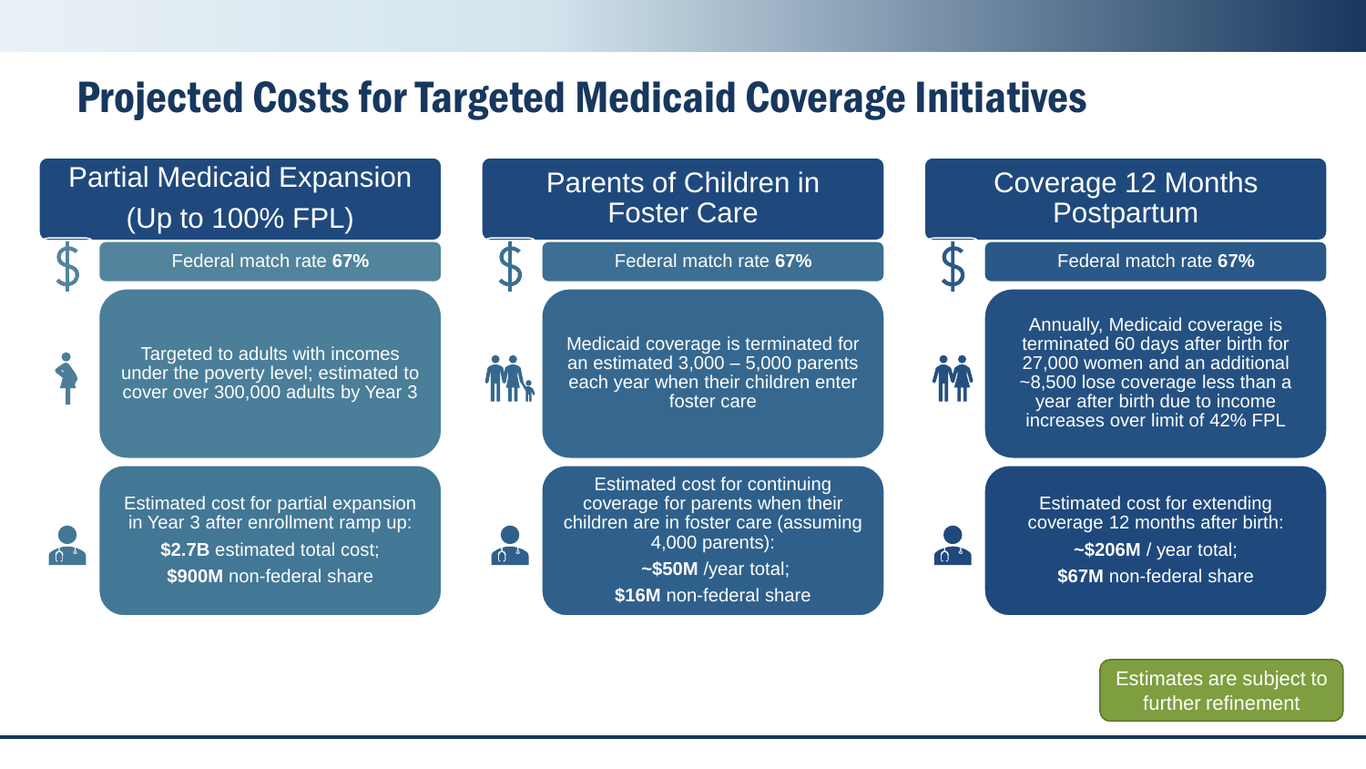# Projected Costs for Targeted Medicaid Coverage Initiatives

## Partial Medicaid Expansion (Up to 100% FPL)

Federal match rate **67%**

Targeted to adults with incomes under the poverty level; estimated to cover over 300,000 adults by Year 3

Estimated cost for partial expansion in Year 3 after enrollment ramp up:

**$2.7B** estimated total cost;

**$900M** non-federal share

## Parents of Children in Foster Care

Federal match rate **67%**

Medicaid coverage is terminated for an estimated 3,000 – 5,000 parents each year when their children enter foster care

Estimated cost for continuing coverage for parents when their children are in foster care (assuming 4,000 parents):

**~$50M** /year total;

**$16M** non-federal share

## Coverage 12 Months Postpartum

Federal match rate **67%**

Annually, Medicaid coverage is terminated 60 days after birth for 27,000 women and an additional ~8,500 lose coverage less than a year after birth due to income increases over limit of 42% FPL

Estimated cost for extending coverage 12 months after birth:

**~$206M** / year total;

**$67M** non-federal share

Estimates are subject to further refinement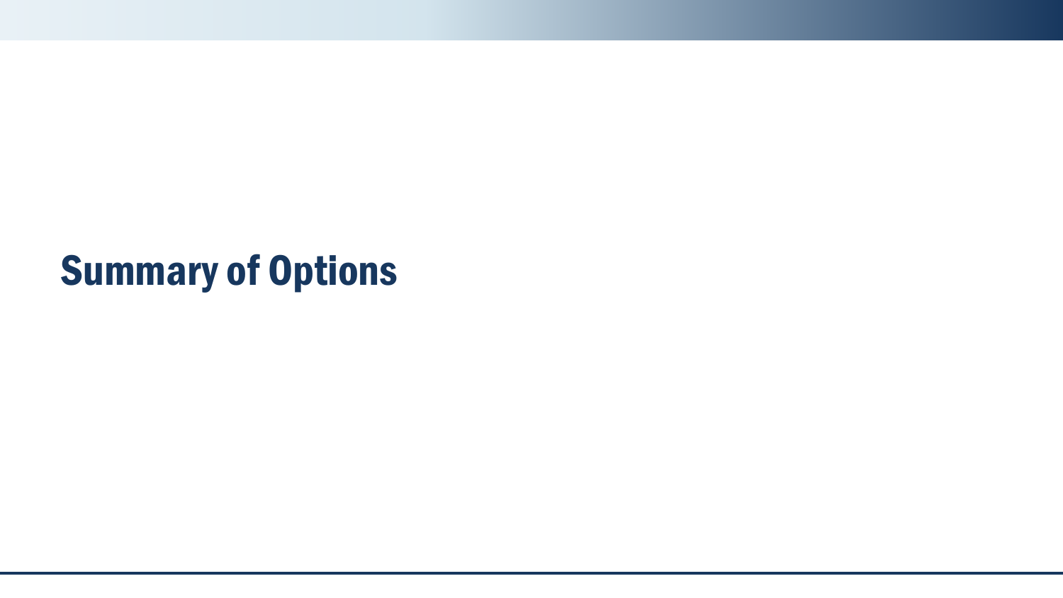# Summary of Options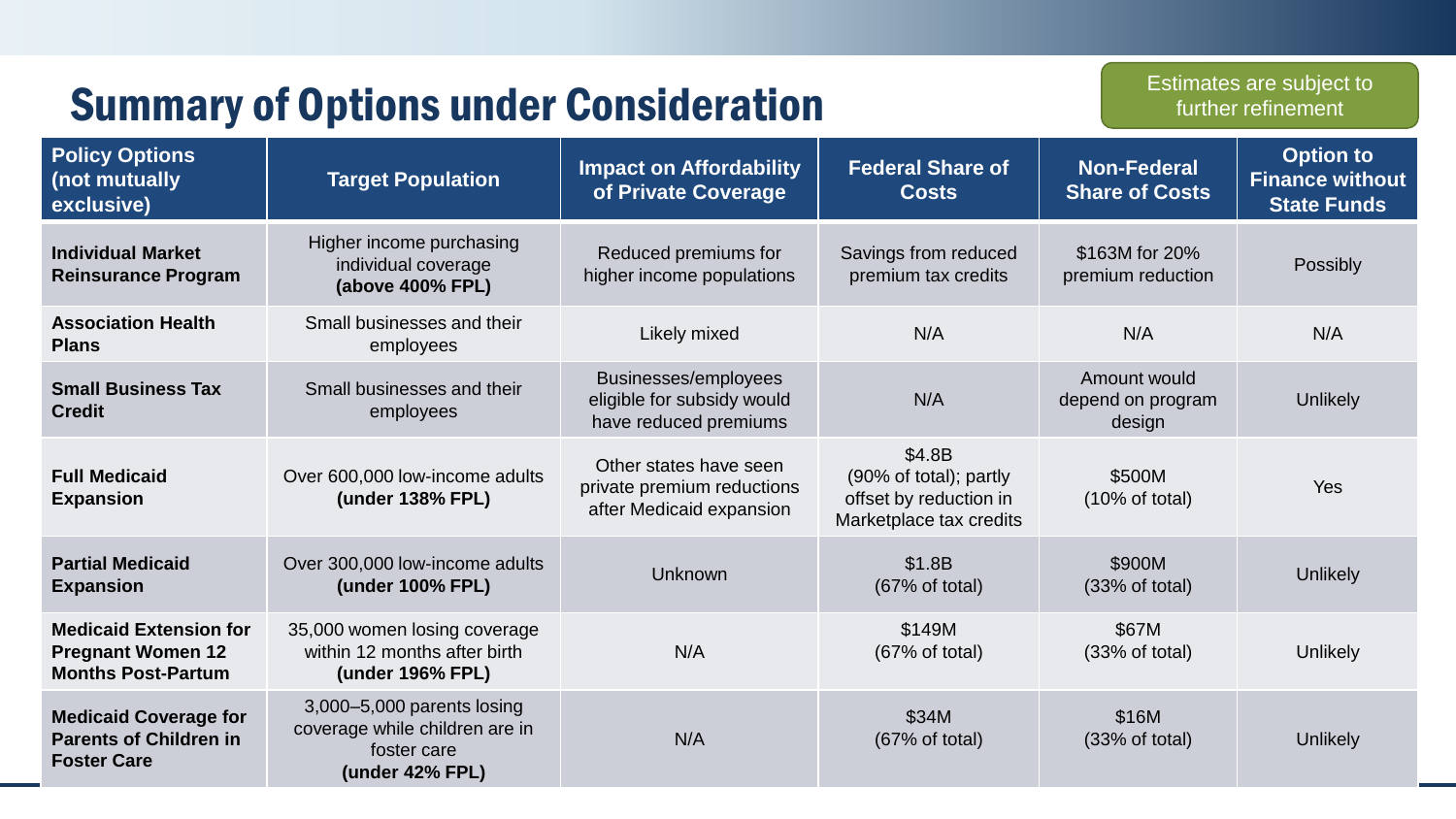# Summary of Options under Consideration

Estimates are subject to further refinement

| Policy Options (not mutually exclusive) | Target Population | Impact on Affordability of Private Coverage | Federal Share of Costs | Non-Federal Share of Costs | Option to Finance without State Funds |
|---|---|---|---|---|---|
| **Individual Market Reinsurance Program** | Higher income purchasing individual coverage **(above 400% FPL)** | Reduced premiums for higher income populations | Savings from reduced premium tax credits | $163M for 20% premium reduction | Possibly |
| **Association Health Plans** | Small businesses and their employees | Likely mixed | N/A | N/A | N/A |
| **Small Business Tax Credit** | Small businesses and their employees | Businesses/employees eligible for subsidy would have reduced premiums | N/A | Amount would depend on program design | Unlikely |
| **Full Medicaid Expansion** | Over 600,000 low-income adults **(under 138% FPL)** | Other states have seen private premium reductions after Medicaid expansion | $4.8B (90% of total); partly offset by reduction in Marketplace tax credits | $500M (10% of total) | Yes |
| **Partial Medicaid Expansion** | Over 300,000 low-income adults **(under 100% FPL)** | Unknown | $1.8B (67% of total) | $900M (33% of total) | Unlikely |
| **Medicaid Extension for Pregnant Women 12 Months Post-Partum** | 35,000 women losing coverage within 12 months after birth **(under 196% FPL)** | N/A | $149M (67% of total) | $67M (33% of total) | Unlikely |
| **Medicaid Coverage for Parents of Children in Foster Care** | 3,000–5,000 parents losing coverage while children are in foster care **(under 42% FPL)** | N/A | $34M (67% of total) | $16M (33% of total) | Unlikely |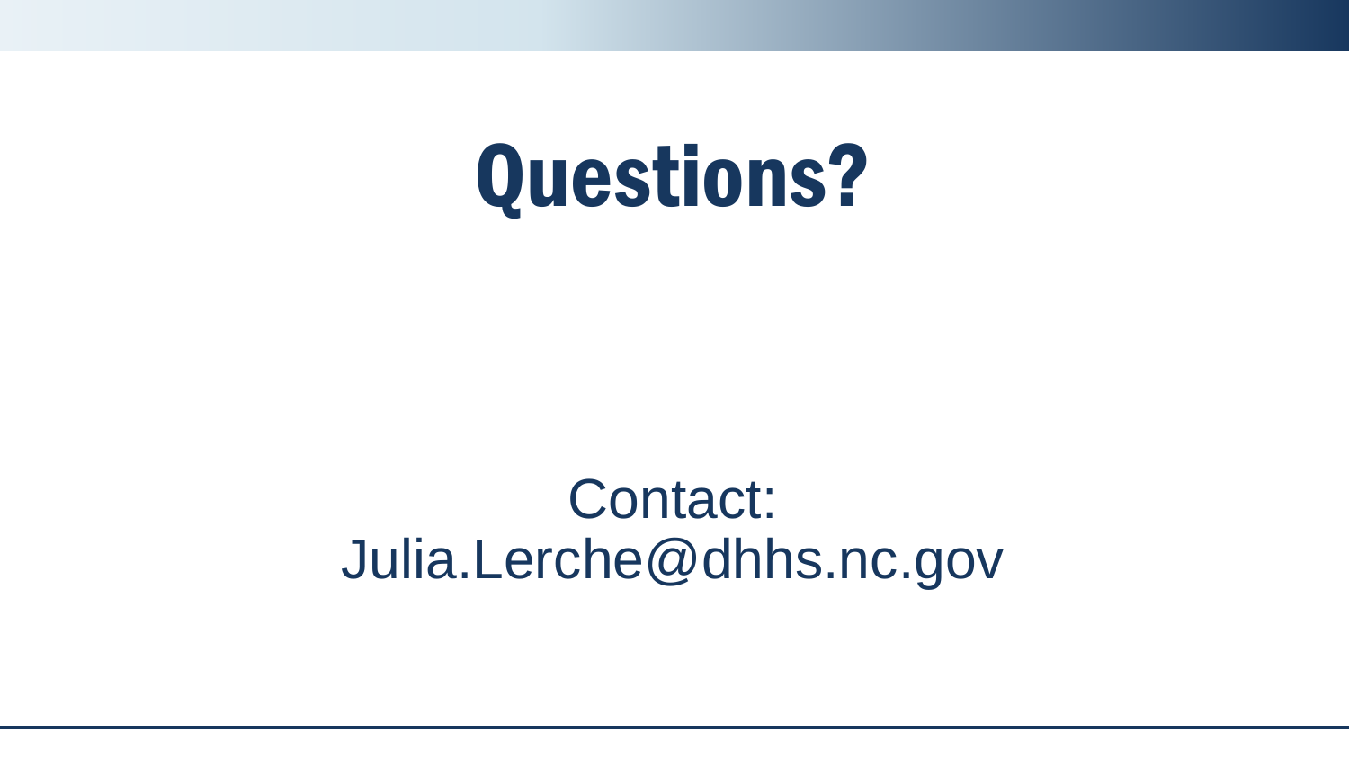# Questions?

Contact:
Julia.Lerche@dhhs.nc.gov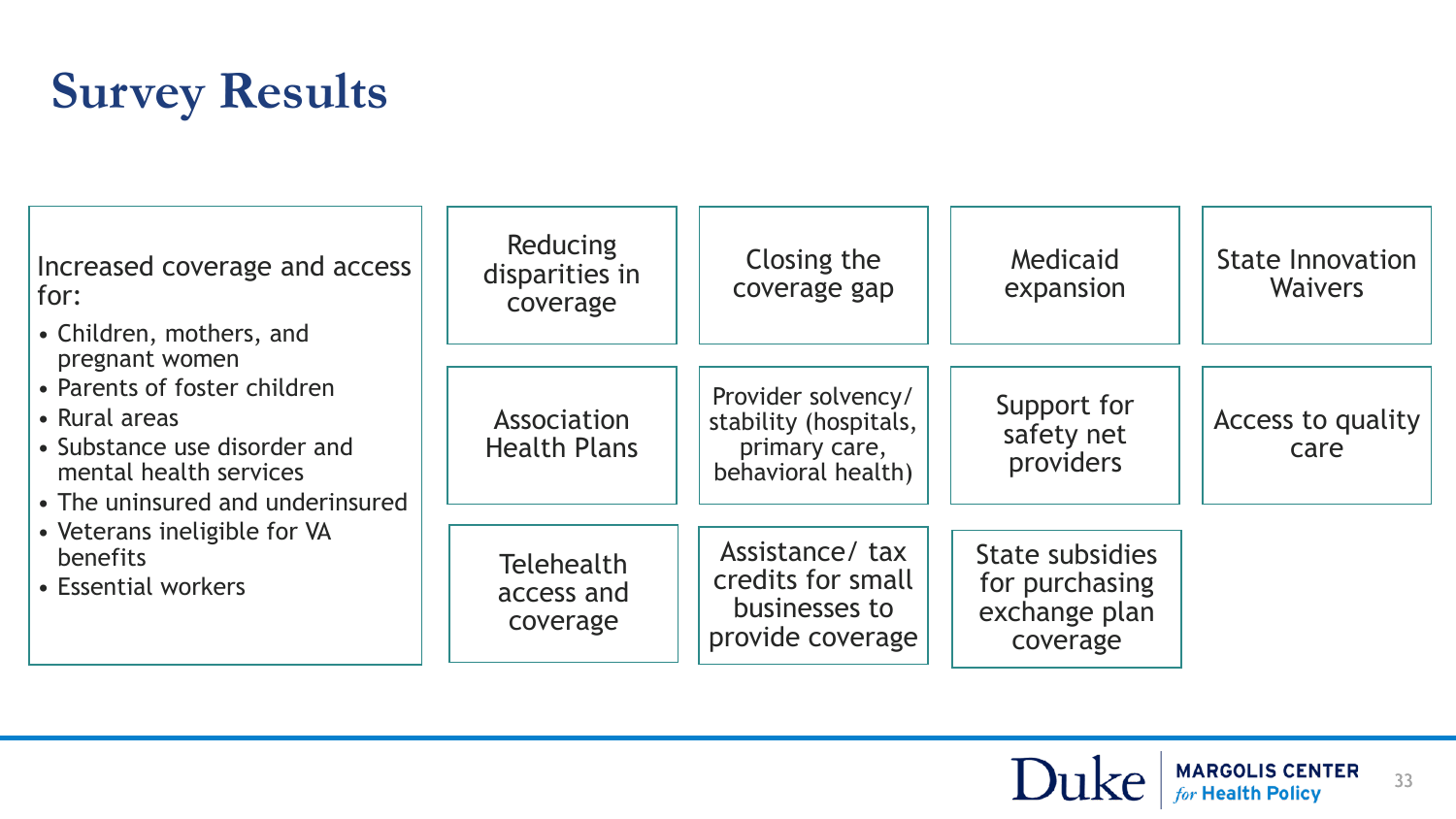# Survey Results

Increased coverage and access for:

- Children, mothers, and pregnant women
- Parents of foster children
- Rural areas
- Substance use disorder and mental health services
- The uninsured and underinsured
- Veterans ineligible for VA benefits
- Essential workers

Reducing disparities in coverage

Closing the coverage gap

Medicaid expansion

State Innovation Waivers

Association Health Plans

Provider solvency/ stability (hospitals, primary care, behavioral health)

Support for safety net providers

Access to quality care

Telehealth access and coverage

Assistance/ tax credits for small businesses to provide coverage

State subsidies for purchasing exchange plan coverage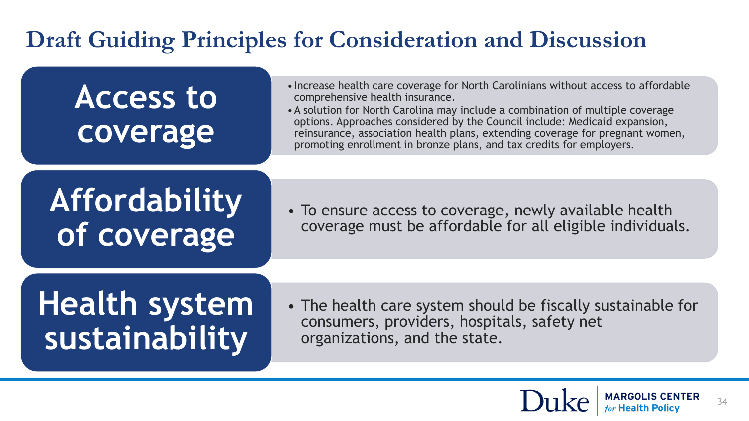# Draft Guiding Principles for Consideration and Discussion

## Access to coverage

- Increase health care coverage for North Carolinians without access to affordable comprehensive health insurance.
- A solution for North Carolina may include a combination of multiple coverage options. Approaches considered by the Council include: Medicaid expansion, reinsurance, association health plans, extending coverage for pregnant women, promoting enrollment in bronze plans, and tax credits for employers.

## Affordability of coverage

- To ensure access to coverage, newly available health coverage must be affordable for all eligible individuals.

## Health system sustainability

- The health care system should be fiscally sustainable for consumers, providers, hospitals, safety net organizations, and the state.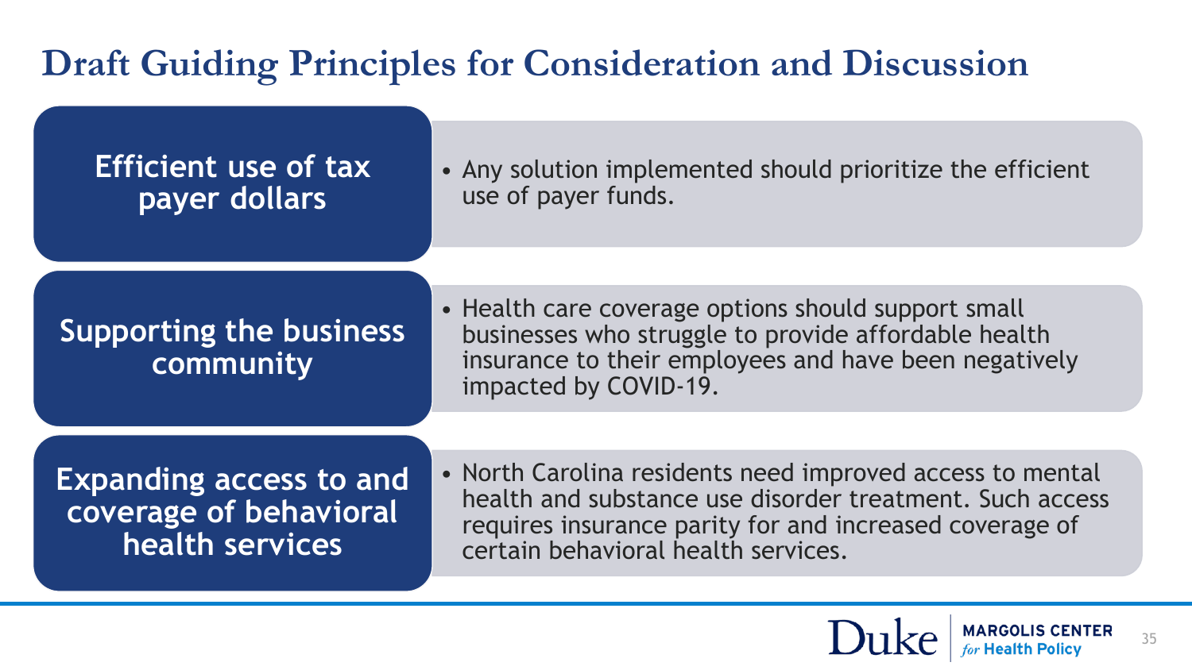# Draft Guiding Principles for Consideration and Discussion

## Efficient use of tax payer dollars

- Any solution implemented should prioritize the efficient use of payer funds.

## Supporting the business community

- Health care coverage options should support small businesses who struggle to provide affordable health insurance to their employees and have been negatively impacted by COVID-19.

## Expanding access to and coverage of behavioral health services

- North Carolina residents need improved access to mental health and substance use disorder treatment. Such access requires insurance parity for and increased coverage of certain behavioral health services.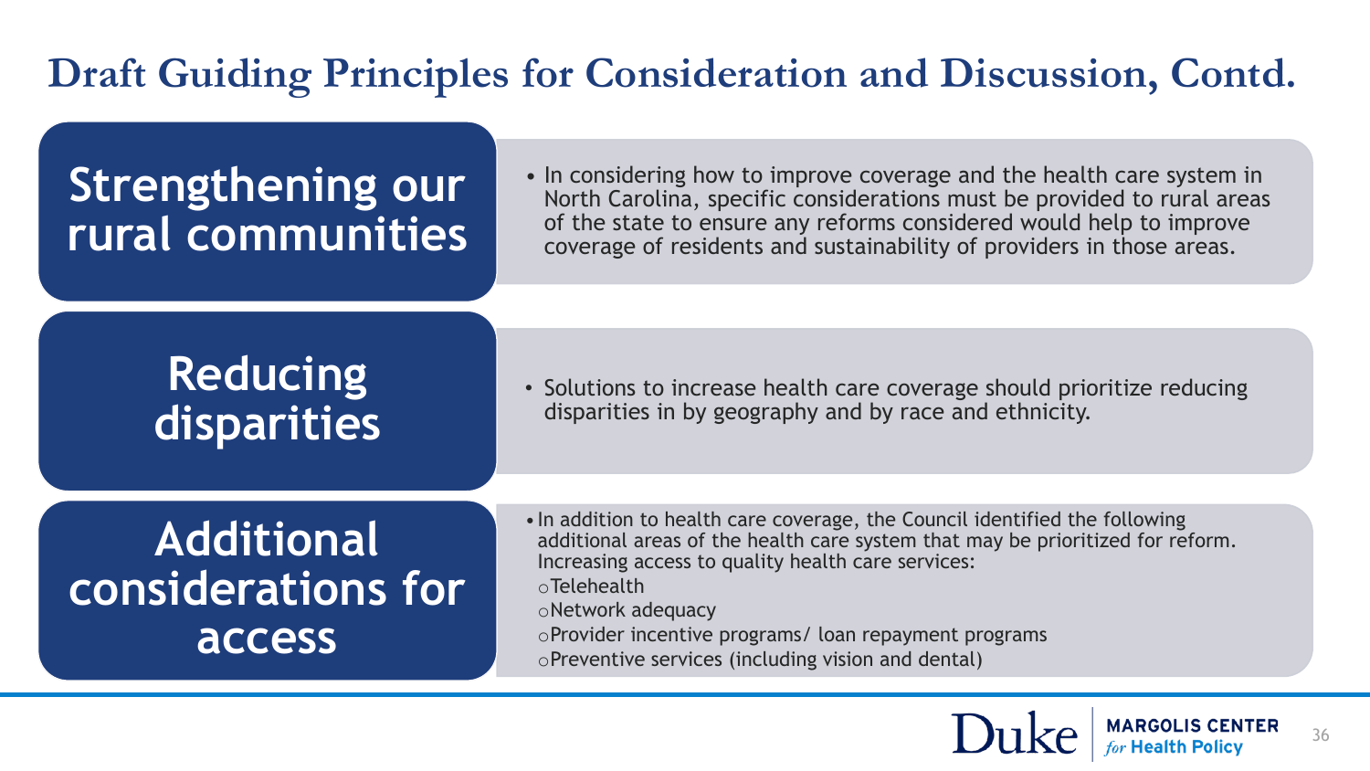# Draft Guiding Principles for Consideration and Discussion, Contd.

## Strengthening our rural communities

- In considering how to improve coverage and the health care system in North Carolina, specific considerations must be provided to rural areas of the state to ensure any reforms considered would help to improve coverage of residents and sustainability of providers in those areas.

## Reducing disparities

- Solutions to increase health care coverage should prioritize reducing disparities in by geography and by race and ethnicity.

## Additional considerations for access

- In addition to health care coverage, the Council identified the following additional areas of the health care system that may be prioritized for reform. Increasing access to quality health care services:
  - Telehealth
  - Network adequacy
  - Provider incentive programs/ loan repayment programs
  - Preventive services (including vision and dental)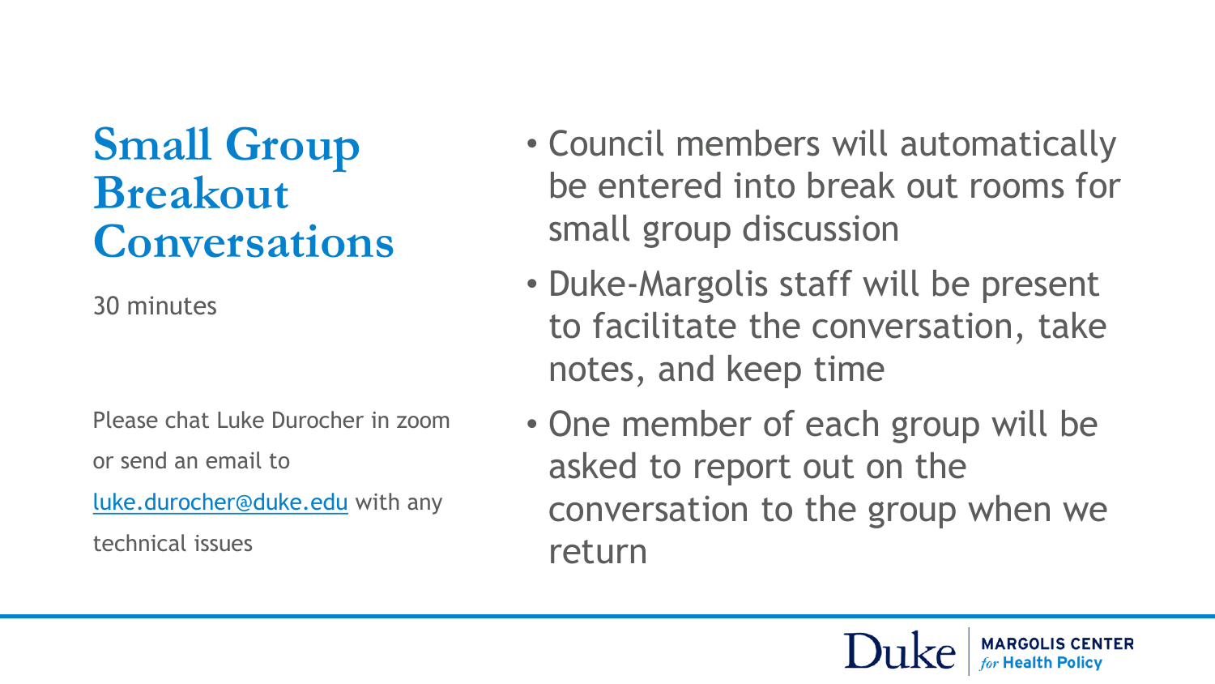# Small Group Breakout Conversations

30 minutes

Please chat Luke Durocher in zoom or send an email to luke.durocher@duke.edu with any technical issues

- Council members will automatically be entered into break out rooms for small group discussion
- Duke-Margolis staff will be present to facilitate the conversation, take notes, and keep time
- One member of each group will be asked to report out on the conversation to the group when we return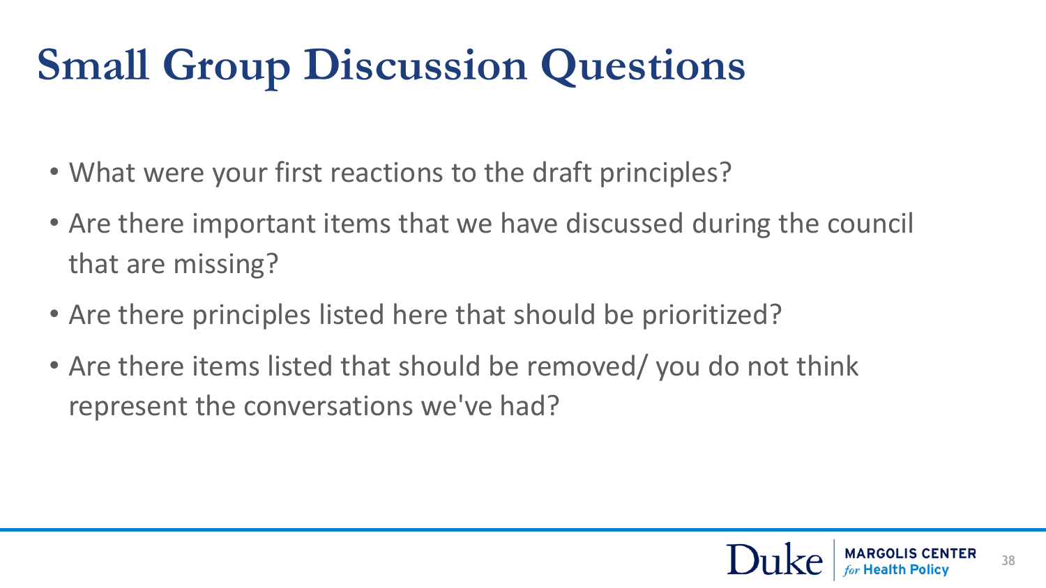# Small Group Discussion Questions

- What were your first reactions to the draft principles?
- Are there important items that we have discussed during the council that are missing?
- Are there principles listed here that should be prioritized?
- Are there items listed that should be removed/ you do not think represent the conversations we've had?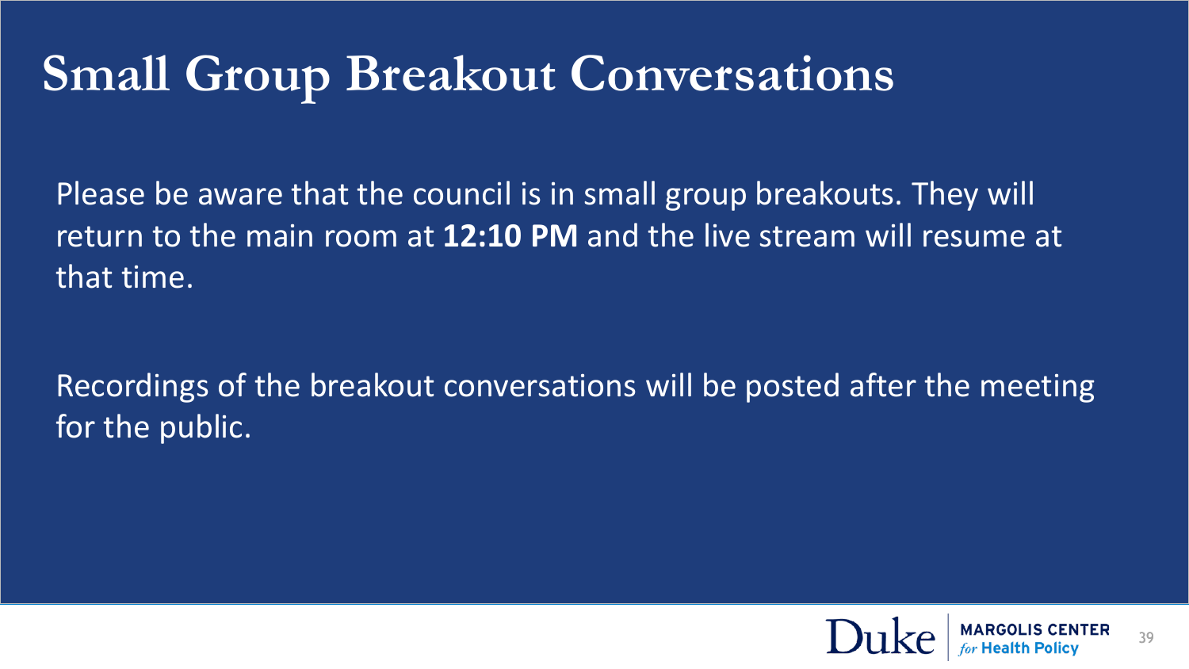# Small Group Breakout Conversations

Please be aware that the council is in small group breakouts. They will return to the main room at **12:10 PM** and the live stream will resume at that time.

Recordings of the breakout conversations will be posted after the meeting for the public.